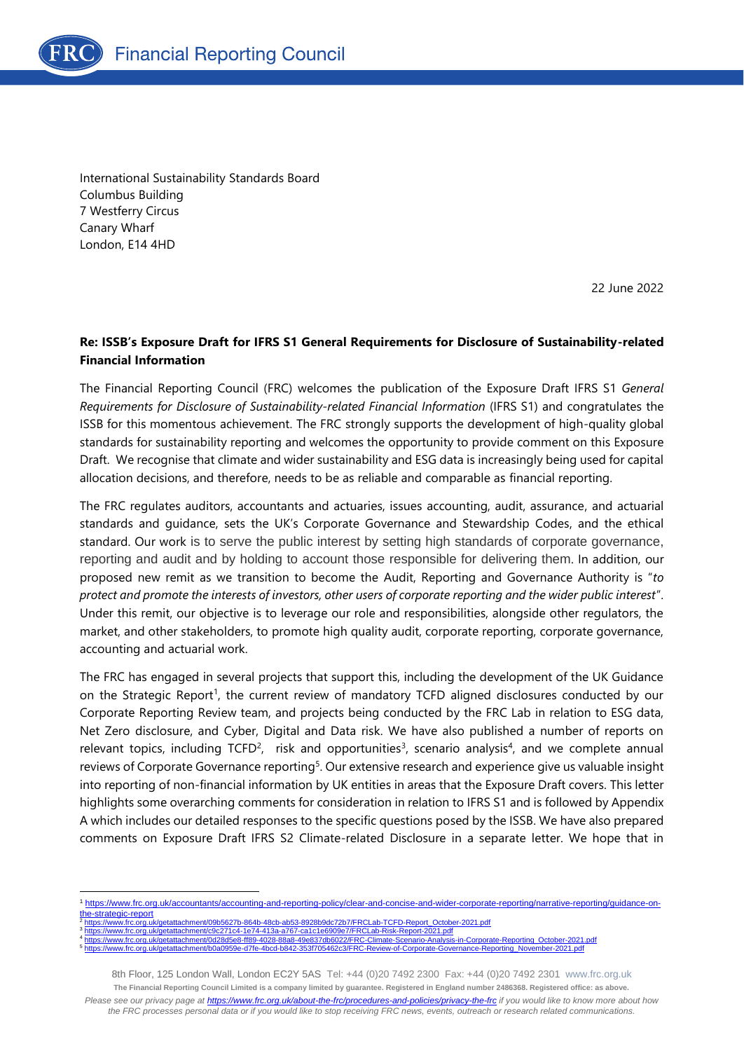International Sustainability Standards Board
Columbus Building
7 Westferry Circus
Canary Wharf
London, E14 4HD

22 June 2022

**Re: ISSB's Exposure Draft for IFRS S1 General Requirements for Disclosure of Sustainability-related Financial Information**

The Financial Reporting Council (FRC) welcomes the publication of the Exposure Draft IFRS S1 *General Requirements for Disclosure of Sustainability-related Financial Information* (IFRS S1) and congratulates the ISSB for this momentous achievement. The FRC strongly supports the development of high-quality global standards for sustainability reporting and welcomes the opportunity to provide comment on this Exposure Draft. We recognise that climate and wider sustainability and ESG data is increasingly being used for capital allocation decisions, and therefore, needs to be as reliable and comparable as financial reporting.

The FRC regulates auditors, accountants and actuaries, issues accounting, audit, assurance, and actuarial standards and guidance, sets the UK's Corporate Governance and Stewardship Codes, and the ethical standard. Our work is to serve the public interest by setting high standards of corporate governance, reporting and audit and by holding to account those responsible for delivering them. In addition, our proposed new remit as we transition to become the Audit, Reporting and Governance Authority is "*to protect and promote the interests of investors, other users of corporate reporting and the wider public interest*". Under this remit, our objective is to leverage our role and responsibilities, alongside other regulators, the market, and other stakeholders, to promote high quality audit, corporate reporting, corporate governance, accounting and actuarial work.

The FRC has engaged in several projects that support this, including the development of the UK Guidance on the Strategic Report[1], the current review of mandatory TCFD aligned disclosures conducted by our Corporate Reporting Review team, and projects being conducted by the FRC Lab in relation to ESG data, Net Zero disclosure, and Cyber, Digital and Data risk. We have also published a number of reports on relevant topics, including TCFD[2], risk and opportunities[3], scenario analysis[4], and we complete annual reviews of Corporate Governance reporting[5]. Our extensive research and experience give us valuable insight into reporting of non-financial information by UK entities in areas that the Exposure Draft covers. This letter highlights some overarching comments for consideration in relation to IFRS S1 and is followed by Appendix A which includes our detailed responses to the specific questions posed by the ISSB. We have also prepared comments on Exposure Draft IFRS S2 Climate-related Disclosure in a separate letter. We hope that in

---

[1] https://www.frc.org.uk/accountants/accounting-and-reporting-policy/clear-and-concise-and-wider-corporate-reporting/narrative-reporting/guidance-on-the-strategic-report

[2] https://www.frc.org.uk/getattachment/09b5627b-864b-48cb-ab53-8928b9dc72b7/FRCLab-TCFD-Report_October-2021.pdf

[3] https://www.frc.org.uk/getattachment/c9c271c4-1e74-413a-a767-ca1c1e6909e7/FRCLab-Risk-Report-2021.pdf

[4] https://www.frc.org.uk/getattachment/0d28d5e8-ff89-4028-88a8-49e837db6022/FRC-Climate-Scenario-Analysis-in-Corporate-Reporting_October-2021.pdf

[5] https://www.frc.org.uk/getattachment/b0a0959e-d7fe-4bcd-b842-353f705462c3/FRC-Review-of-Corporate-Governance-Reporting_November-2021.pdf

8th Floor, 125 London Wall, London EC2Y 5AS Tel: +44 (0)20 7492 2300 Fax: +44 (0)20 7492 2301 www.frc.org.uk
**The Financial Reporting Council Limited is a company limited by guarantee. Registered in England number 2486368. Registered office: as above.**
*Please see our privacy page at https://www.frc.org.uk/about-the-frc/procedures-and-policies/privacy-the-frc if you would like to know more about how the FRC processes personal data or if you would like to stop receiving FRC news, events, outreach or research related communications.*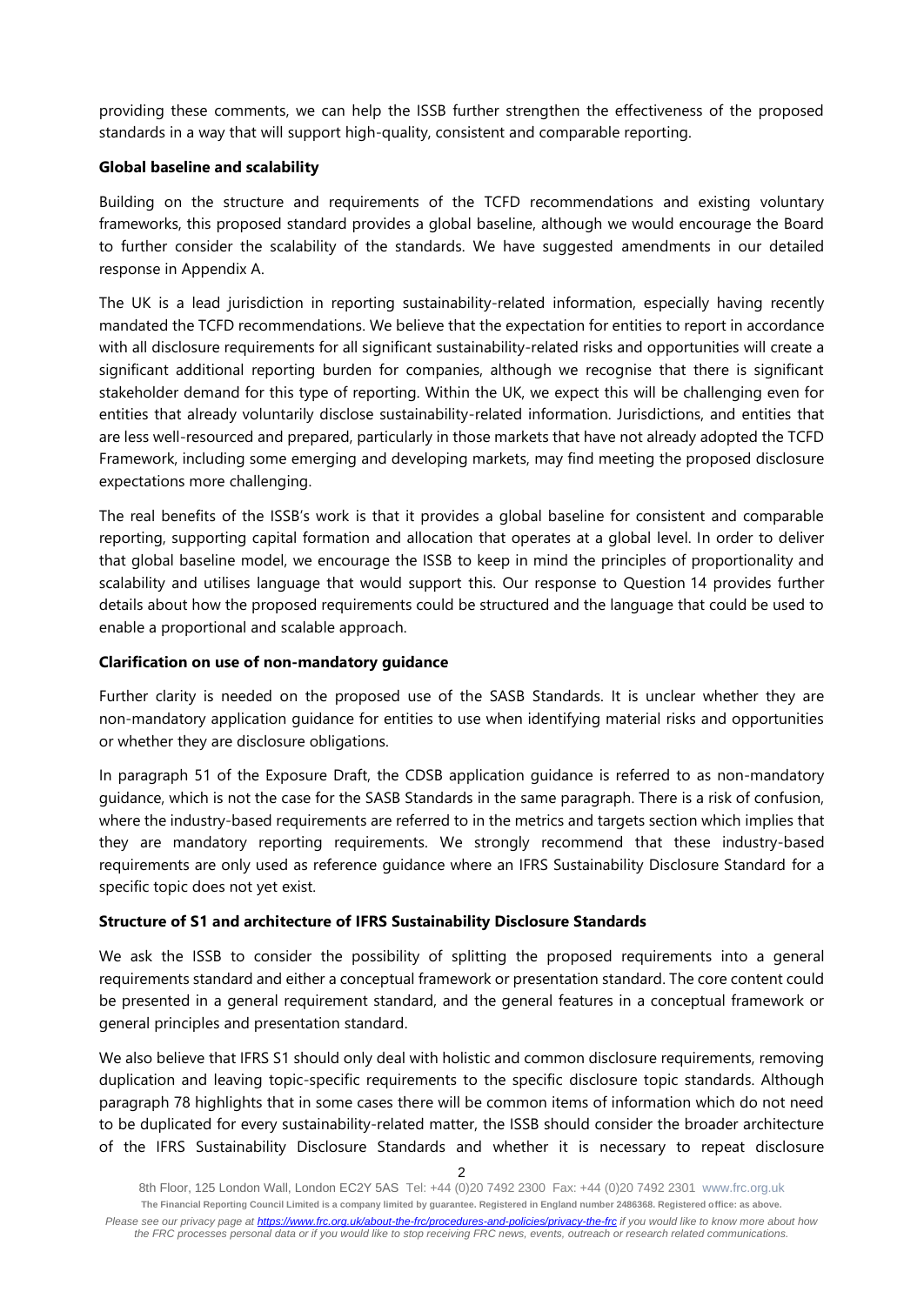providing these comments, we can help the ISSB further strengthen the effectiveness of the proposed standards in a way that will support high-quality, consistent and comparable reporting.

**Global baseline and scalability**

Building on the structure and requirements of the TCFD recommendations and existing voluntary frameworks, this proposed standard provides a global baseline, although we would encourage the Board to further consider the scalability of the standards. We have suggested amendments in our detailed response in Appendix A.

The UK is a lead jurisdiction in reporting sustainability-related information, especially having recently mandated the TCFD recommendations. We believe that the expectation for entities to report in accordance with all disclosure requirements for all significant sustainability-related risks and opportunities will create a significant additional reporting burden for companies, although we recognise that there is significant stakeholder demand for this type of reporting. Within the UK, we expect this will be challenging even for entities that already voluntarily disclose sustainability-related information. Jurisdictions, and entities that are less well-resourced and prepared, particularly in those markets that have not already adopted the TCFD Framework, including some emerging and developing markets, may find meeting the proposed disclosure expectations more challenging.

The real benefits of the ISSB's work is that it provides a global baseline for consistent and comparable reporting, supporting capital formation and allocation that operates at a global level. In order to deliver that global baseline model, we encourage the ISSB to keep in mind the principles of proportionality and scalability and utilises language that would support this. Our response to Question 14 provides further details about how the proposed requirements could be structured and the language that could be used to enable a proportional and scalable approach.

**Clarification on use of non-mandatory guidance**

Further clarity is needed on the proposed use of the SASB Standards. It is unclear whether they are non-mandatory application guidance for entities to use when identifying material risks and opportunities or whether they are disclosure obligations.

In paragraph 51 of the Exposure Draft, the CDSB application guidance is referred to as non-mandatory guidance, which is not the case for the SASB Standards in the same paragraph. There is a risk of confusion, where the industry-based requirements are referred to in the metrics and targets section which implies that they are mandatory reporting requirements. We strongly recommend that these industry-based requirements are only used as reference guidance where an IFRS Sustainability Disclosure Standard for a specific topic does not yet exist.

**Structure of S1 and architecture of IFRS Sustainability Disclosure Standards**

We ask the ISSB to consider the possibility of splitting the proposed requirements into a general requirements standard and either a conceptual framework or presentation standard. The core content could be presented in a general requirement standard, and the general features in a conceptual framework or general principles and presentation standard.

We also believe that IFRS S1 should only deal with holistic and common disclosure requirements, removing duplication and leaving topic-specific requirements to the specific disclosure topic standards. Although paragraph 78 highlights that in some cases there will be common items of information which do not need to be duplicated for every sustainability-related matter, the ISSB should consider the broader architecture of the IFRS Sustainability Disclosure Standards and whether it is necessary to repeat disclosure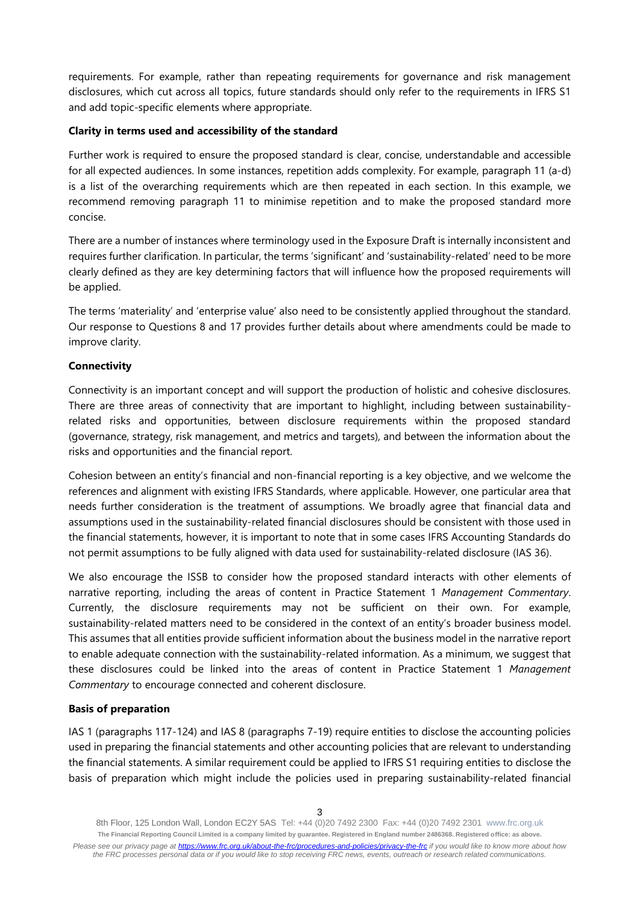requirements. For example, rather than repeating requirements for governance and risk management disclosures, which cut across all topics, future standards should only refer to the requirements in IFRS S1 and add topic-specific elements where appropriate.

**Clarity in terms used and accessibility of the standard**

Further work is required to ensure the proposed standard is clear, concise, understandable and accessible for all expected audiences. In some instances, repetition adds complexity. For example, paragraph 11 (a-d) is a list of the overarching requirements which are then repeated in each section. In this example, we recommend removing paragraph 11 to minimise repetition and to make the proposed standard more concise.

There are a number of instances where terminology used in the Exposure Draft is internally inconsistent and requires further clarification. In particular, the terms 'significant' and 'sustainability-related' need to be more clearly defined as they are key determining factors that will influence how the proposed requirements will be applied.

The terms 'materiality' and 'enterprise value' also need to be consistently applied throughout the standard. Our response to Questions 8 and 17 provides further details about where amendments could be made to improve clarity.

**Connectivity**

Connectivity is an important concept and will support the production of holistic and cohesive disclosures. There are three areas of connectivity that are important to highlight, including between sustainability-related risks and opportunities, between disclosure requirements within the proposed standard (governance, strategy, risk management, and metrics and targets), and between the information about the risks and opportunities and the financial report.

Cohesion between an entity's financial and non-financial reporting is a key objective, and we welcome the references and alignment with existing IFRS Standards, where applicable. However, one particular area that needs further consideration is the treatment of assumptions. We broadly agree that financial data and assumptions used in the sustainability-related financial disclosures should be consistent with those used in the financial statements, however, it is important to note that in some cases IFRS Accounting Standards do not permit assumptions to be fully aligned with data used for sustainability-related disclosure (IAS 36).

We also encourage the ISSB to consider how the proposed standard interacts with other elements of narrative reporting, including the areas of content in Practice Statement 1 *Management Commentary*. Currently, the disclosure requirements may not be sufficient on their own. For example, sustainability-related matters need to be considered in the context of an entity's broader business model. This assumes that all entities provide sufficient information about the business model in the narrative report to enable adequate connection with the sustainability-related information. As a minimum, we suggest that these disclosures could be linked into the areas of content in Practice Statement 1 *Management Commentary* to encourage connected and coherent disclosure.

**Basis of preparation**

IAS 1 (paragraphs 117-124) and IAS 8 (paragraphs 7-19) require entities to disclose the accounting policies used in preparing the financial statements and other accounting policies that are relevant to understanding the financial statements. A similar requirement could be applied to IFRS S1 requiring entities to disclose the basis of preparation which might include the policies used in preparing sustainability-related financial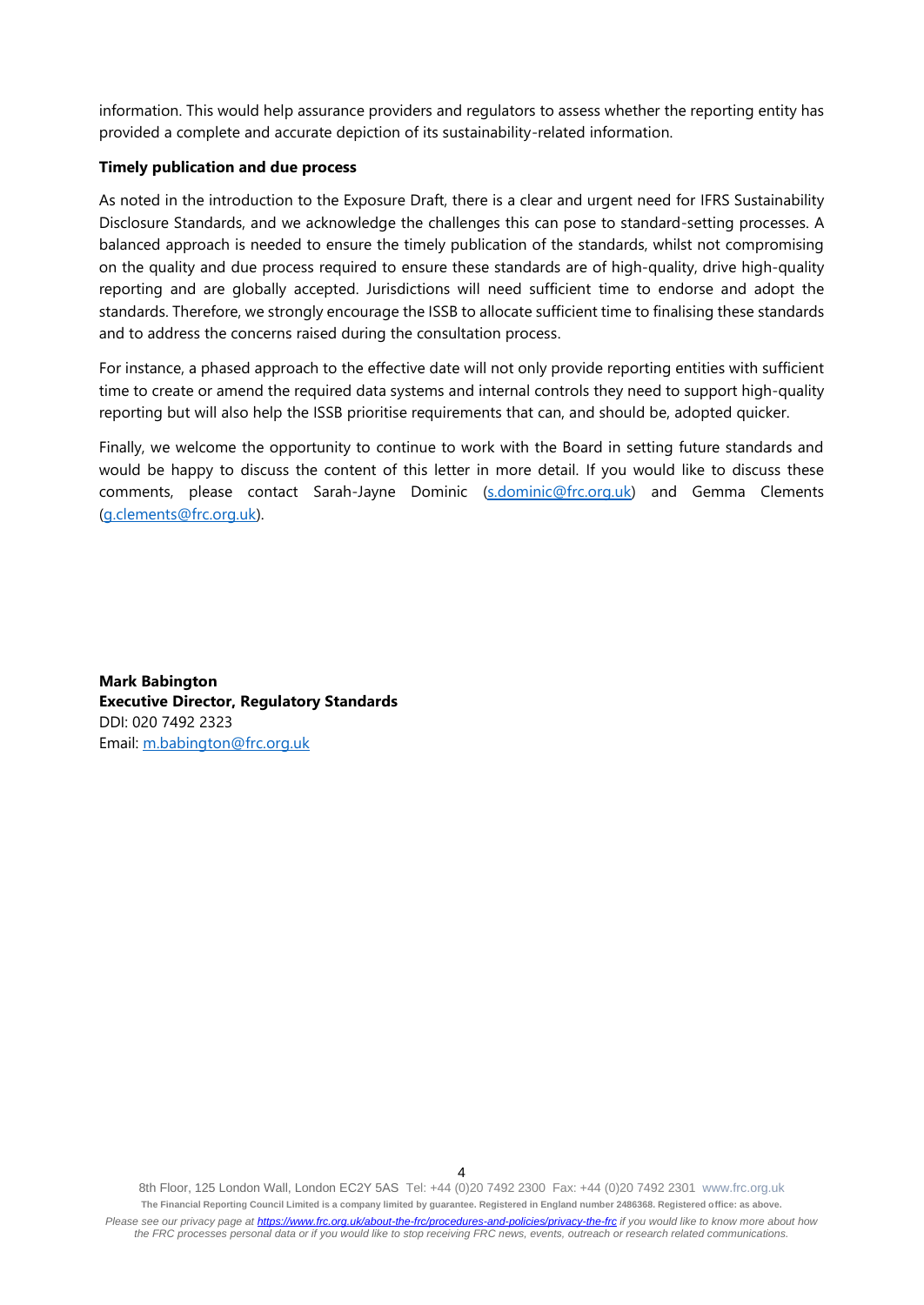information. This would help assurance providers and regulators to assess whether the reporting entity has provided a complete and accurate depiction of its sustainability-related information.

**Timely publication and due process**

As noted in the introduction to the Exposure Draft, there is a clear and urgent need for IFRS Sustainability Disclosure Standards, and we acknowledge the challenges this can pose to standard-setting processes. A balanced approach is needed to ensure the timely publication of the standards, whilst not compromising on the quality and due process required to ensure these standards are of high-quality, drive high-quality reporting and are globally accepted. Jurisdictions will need sufficient time to endorse and adopt the standards. Therefore, we strongly encourage the ISSB to allocate sufficient time to finalising these standards and to address the concerns raised during the consultation process.

For instance, a phased approach to the effective date will not only provide reporting entities with sufficient time to create or amend the required data systems and internal controls they need to support high-quality reporting but will also help the ISSB prioritise requirements that can, and should be, adopted quicker.

Finally, we welcome the opportunity to continue to work with the Board in setting future standards and would be happy to discuss the content of this letter in more detail. If you would like to discuss these comments, please contact Sarah-Jayne Dominic (s.dominic@frc.org.uk) and Gemma Clements (g.clements@frc.org.uk).

**Mark Babington**
**Executive Director, Regulatory Standards**
DDI: 020 7492 2323
Email: m.babington@frc.org.uk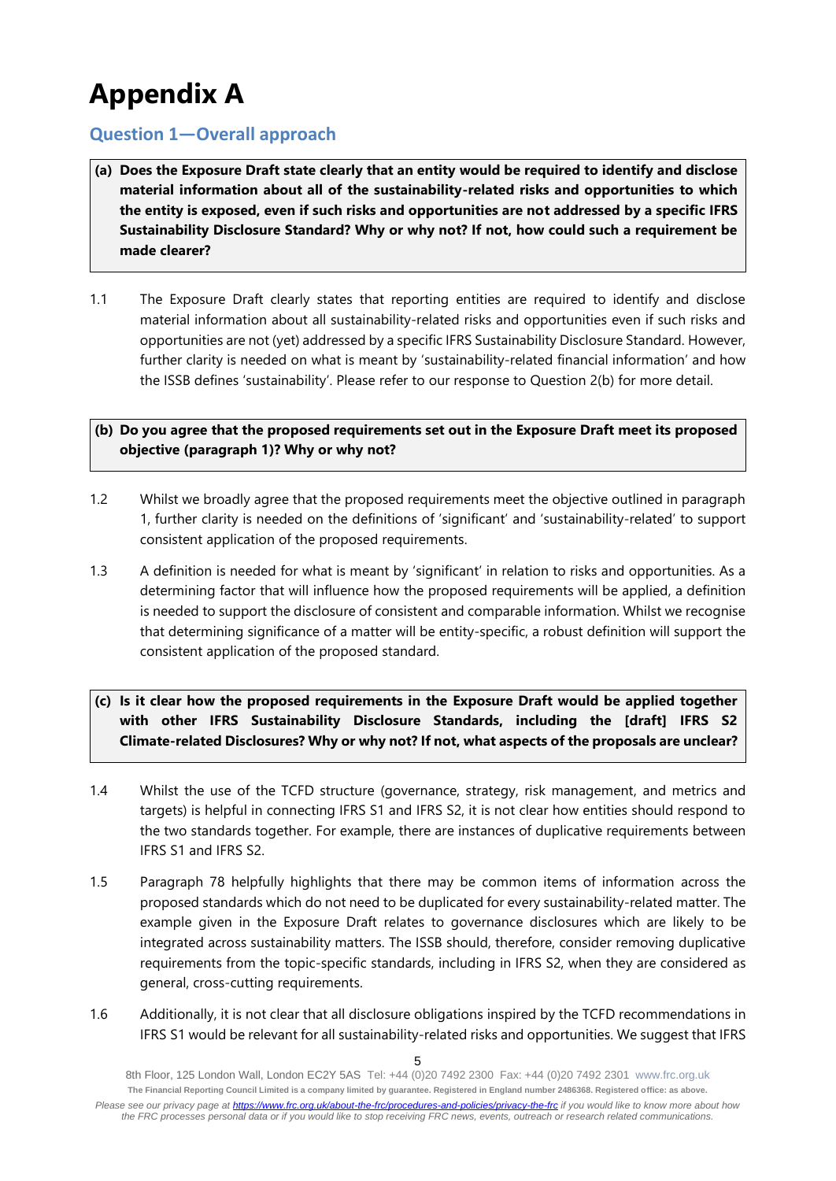# Appendix A

## Question 1—Overall approach

**(a) Does the Exposure Draft state clearly that an entity would be required to identify and disclose material information about all of the sustainability-related risks and opportunities to which the entity is exposed, even if such risks and opportunities are not addressed by a specific IFRS Sustainability Disclosure Standard? Why or why not? If not, how could such a requirement be made clearer?**

1.1 The Exposure Draft clearly states that reporting entities are required to identify and disclose material information about all sustainability-related risks and opportunities even if such risks and opportunities are not (yet) addressed by a specific IFRS Sustainability Disclosure Standard. However, further clarity is needed on what is meant by 'sustainability-related financial information' and how the ISSB defines 'sustainability'. Please refer to our response to Question 2(b) for more detail.

**(b) Do you agree that the proposed requirements set out in the Exposure Draft meet its proposed objective (paragraph 1)? Why or why not?**

1.2 Whilst we broadly agree that the proposed requirements meet the objective outlined in paragraph 1, further clarity is needed on the definitions of 'significant' and 'sustainability-related' to support consistent application of the proposed requirements.

1.3 A definition is needed for what is meant by 'significant' in relation to risks and opportunities. As a determining factor that will influence how the proposed requirements will be applied, a definition is needed to support the disclosure of consistent and comparable information. Whilst we recognise that determining significance of a matter will be entity-specific, a robust definition will support the consistent application of the proposed standard.

**(c) Is it clear how the proposed requirements in the Exposure Draft would be applied together with other IFRS Sustainability Disclosure Standards, including the [draft] IFRS S2 Climate-related Disclosures? Why or why not? If not, what aspects of the proposals are unclear?**

1.4 Whilst the use of the TCFD structure (governance, strategy, risk management, and metrics and targets) is helpful in connecting IFRS S1 and IFRS S2, it is not clear how entities should respond to the two standards together. For example, there are instances of duplicative requirements between IFRS S1 and IFRS S2.

1.5 Paragraph 78 helpfully highlights that there may be common items of information across the proposed standards which do not need to be duplicated for every sustainability-related matter. The example given in the Exposure Draft relates to governance disclosures which are likely to be integrated across sustainability matters. The ISSB should, therefore, consider removing duplicative requirements from the topic-specific standards, including in IFRS S2, when they are considered as general, cross-cutting requirements.

1.6 Additionally, it is not clear that all disclosure obligations inspired by the TCFD recommendations in IFRS S1 would be relevant for all sustainability-related risks and opportunities. We suggest that IFRS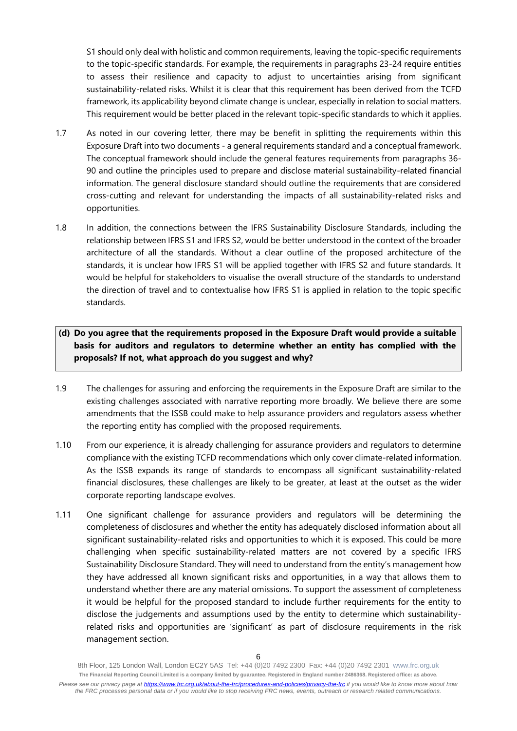S1 should only deal with holistic and common requirements, leaving the topic-specific requirements to the topic-specific standards. For example, the requirements in paragraphs 23-24 require entities to assess their resilience and capacity to adjust to uncertainties arising from significant sustainability-related risks. Whilst it is clear that this requirement has been derived from the TCFD framework, its applicability beyond climate change is unclear, especially in relation to social matters. This requirement would be better placed in the relevant topic-specific standards to which it applies.

1.7 As noted in our covering letter, there may be benefit in splitting the requirements within this Exposure Draft into two documents - a general requirements standard and a conceptual framework. The conceptual framework should include the general features requirements from paragraphs 36-90 and outline the principles used to prepare and disclose material sustainability-related financial information. The general disclosure standard should outline the requirements that are considered cross-cutting and relevant for understanding the impacts of all sustainability-related risks and opportunities.

1.8 In addition, the connections between the IFRS Sustainability Disclosure Standards, including the relationship between IFRS S1 and IFRS S2, would be better understood in the context of the broader architecture of all the standards. Without a clear outline of the proposed architecture of the standards, it is unclear how IFRS S1 will be applied together with IFRS S2 and future standards. It would be helpful for stakeholders to visualise the overall structure of the standards to understand the direction of travel and to contextualise how IFRS S1 is applied in relation to the topic specific standards.

**(d) Do you agree that the requirements proposed in the Exposure Draft would provide a suitable basis for auditors and regulators to determine whether an entity has complied with the proposals? If not, what approach do you suggest and why?**

1.9 The challenges for assuring and enforcing the requirements in the Exposure Draft are similar to the existing challenges associated with narrative reporting more broadly. We believe there are some amendments that the ISSB could make to help assurance providers and regulators assess whether the reporting entity has complied with the proposed requirements.

1.10 From our experience, it is already challenging for assurance providers and regulators to determine compliance with the existing TCFD recommendations which only cover climate-related information. As the ISSB expands its range of standards to encompass all significant sustainability-related financial disclosures, these challenges are likely to be greater, at least at the outset as the wider corporate reporting landscape evolves.

1.11 One significant challenge for assurance providers and regulators will be determining the completeness of disclosures and whether the entity has adequately disclosed information about all significant sustainability-related risks and opportunities to which it is exposed. This could be more challenging when specific sustainability-related matters are not covered by a specific IFRS Sustainability Disclosure Standard. They will need to understand from the entity's management how they have addressed all known significant risks and opportunities, in a way that allows them to understand whether there are any material omissions. To support the assessment of completeness it would be helpful for the proposed standard to include further requirements for the entity to disclose the judgements and assumptions used by the entity to determine which sustainability-related risks and opportunities are 'significant' as part of disclosure requirements in the risk management section.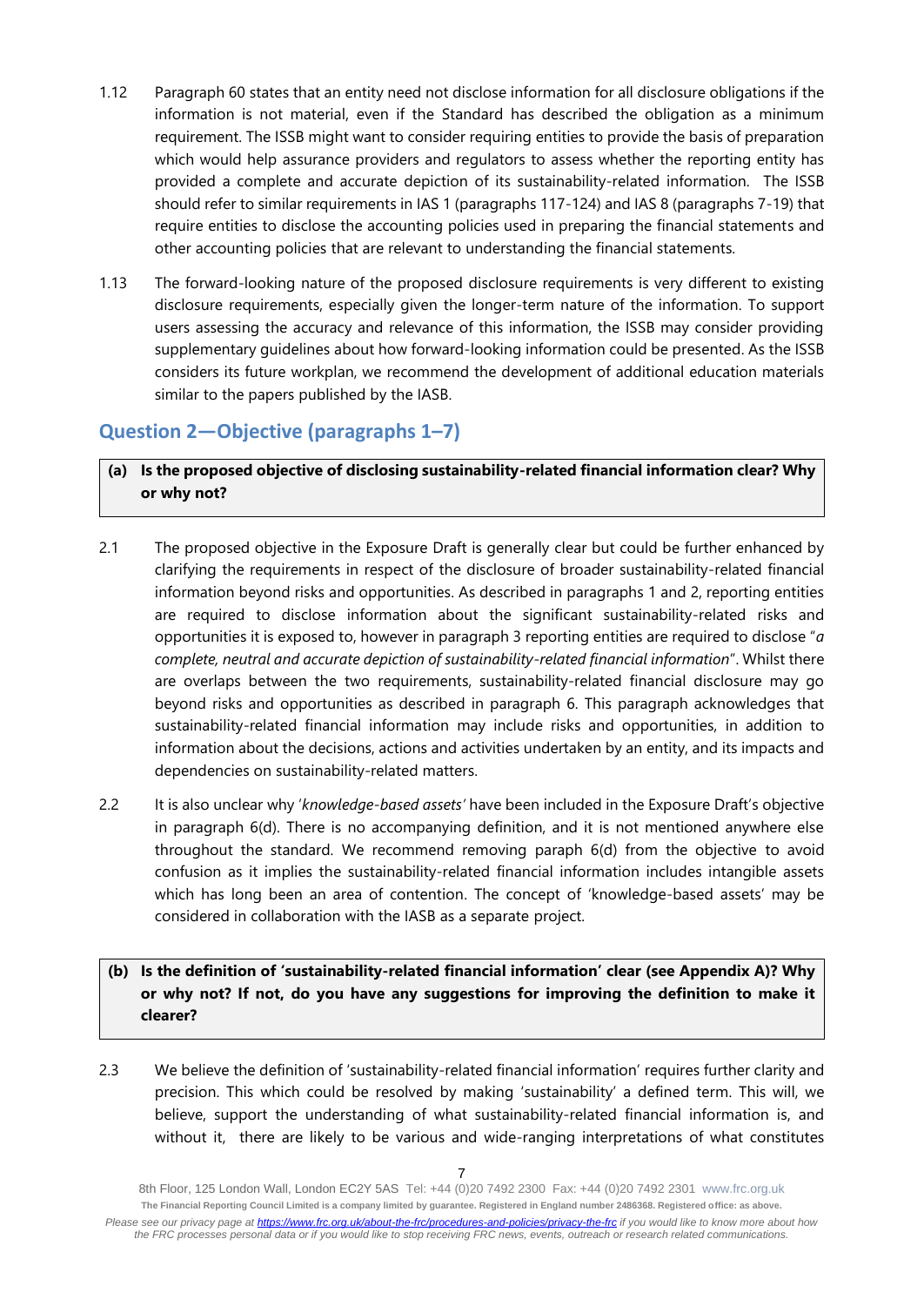1.12 Paragraph 60 states that an entity need not disclose information for all disclosure obligations if the information is not material, even if the Standard has described the obligation as a minimum requirement. The ISSB might want to consider requiring entities to provide the basis of preparation which would help assurance providers and regulators to assess whether the reporting entity has provided a complete and accurate depiction of its sustainability-related information. The ISSB should refer to similar requirements in IAS 1 (paragraphs 117-124) and IAS 8 (paragraphs 7-19) that require entities to disclose the accounting policies used in preparing the financial statements and other accounting policies that are relevant to understanding the financial statements.

1.13 The forward-looking nature of the proposed disclosure requirements is very different to existing disclosure requirements, especially given the longer-term nature of the information. To support users assessing the accuracy and relevance of this information, the ISSB may consider providing supplementary guidelines about how forward-looking information could be presented. As the ISSB considers its future workplan, we recommend the development of additional education materials similar to the papers published by the IASB.

## Question 2—Objective (paragraphs 1–7)

**(a) Is the proposed objective of disclosing sustainability-related financial information clear? Why or why not?**

2.1 The proposed objective in the Exposure Draft is generally clear but could be further enhanced by clarifying the requirements in respect of the disclosure of broader sustainability-related financial information beyond risks and opportunities. As described in paragraphs 1 and 2, reporting entities are required to disclose information about the significant sustainability-related risks and opportunities it is exposed to, however in paragraph 3 reporting entities are required to disclose "*a complete, neutral and accurate depiction of sustainability-related financial information*". Whilst there are overlaps between the two requirements, sustainability-related financial disclosure may go beyond risks and opportunities as described in paragraph 6. This paragraph acknowledges that sustainability-related financial information may include risks and opportunities, in addition to information about the decisions, actions and activities undertaken by an entity, and its impacts and dependencies on sustainability-related matters.

2.2 It is also unclear why '*knowledge-based assets'* have been included in the Exposure Draft's objective in paragraph 6(d). There is no accompanying definition, and it is not mentioned anywhere else throughout the standard. We recommend removing paraph 6(d) from the objective to avoid confusion as it implies the sustainability-related financial information includes intangible assets which has long been an area of contention. The concept of 'knowledge-based assets' may be considered in collaboration with the IASB as a separate project.

**(b) Is the definition of 'sustainability-related financial information' clear (see Appendix A)? Why or why not? If not, do you have any suggestions for improving the definition to make it clearer?**

2.3 We believe the definition of 'sustainability-related financial information' requires further clarity and precision. This which could be resolved by making 'sustainability' a defined term. This will, we believe, support the understanding of what sustainability-related financial information is, and without it, there are likely to be various and wide-ranging interpretations of what constitutes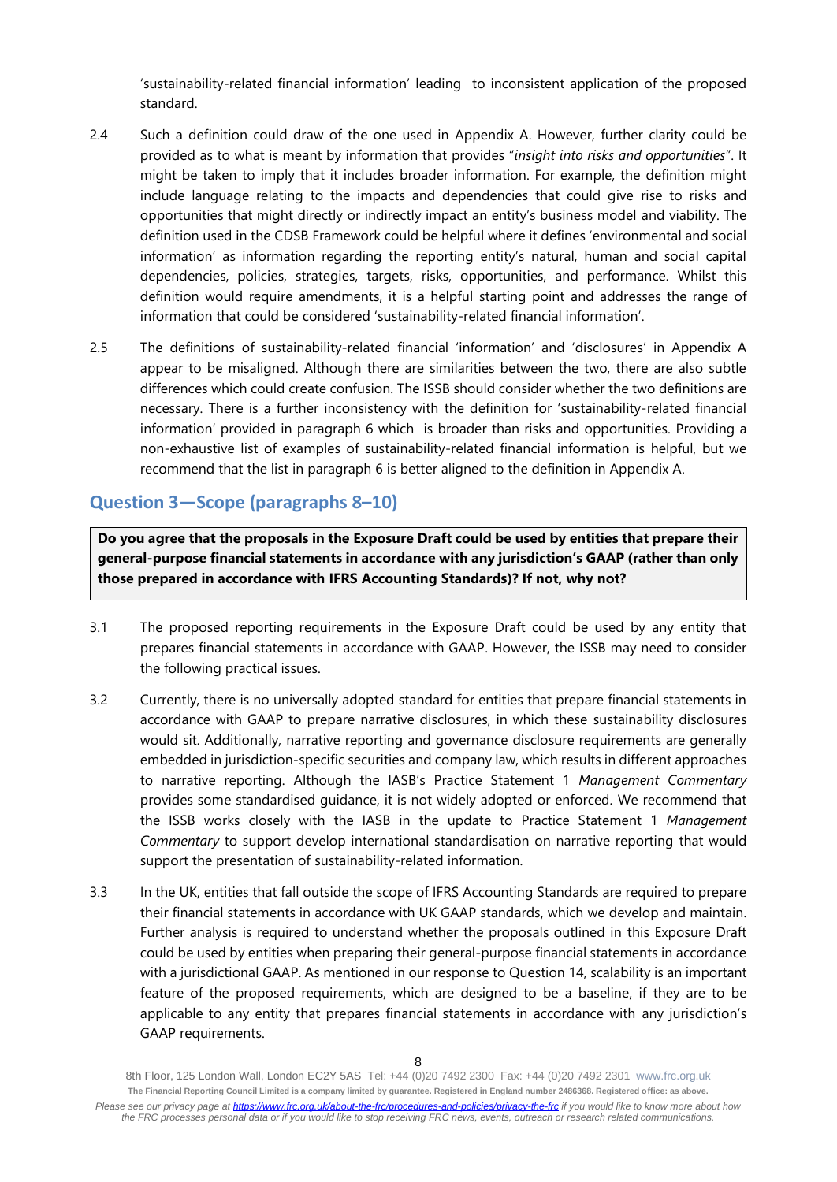'sustainability-related financial information' leading to inconsistent application of the proposed standard.

2.4 Such a definition could draw of the one used in Appendix A. However, further clarity could be provided as to what is meant by information that provides "*insight into risks and opportunities*". It might be taken to imply that it includes broader information. For example, the definition might include language relating to the impacts and dependencies that could give rise to risks and opportunities that might directly or indirectly impact an entity's business model and viability. The definition used in the CDSB Framework could be helpful where it defines 'environmental and social information' as information regarding the reporting entity's natural, human and social capital dependencies, policies, strategies, targets, risks, opportunities, and performance. Whilst this definition would require amendments, it is a helpful starting point and addresses the range of information that could be considered 'sustainability-related financial information'.

2.5 The definitions of sustainability-related financial 'information' and 'disclosures' in Appendix A appear to be misaligned. Although there are similarities between the two, there are also subtle differences which could create confusion. The ISSB should consider whether the two definitions are necessary. There is a further inconsistency with the definition for 'sustainability-related financial information' provided in paragraph 6 which is broader than risks and opportunities. Providing a non-exhaustive list of examples of sustainability-related financial information is helpful, but we recommend that the list in paragraph 6 is better aligned to the definition in Appendix A.

## Question 3—Scope (paragraphs 8–10)

**Do you agree that the proposals in the Exposure Draft could be used by entities that prepare their general-purpose financial statements in accordance with any jurisdiction's GAAP (rather than only those prepared in accordance with IFRS Accounting Standards)? If not, why not?**

3.1 The proposed reporting requirements in the Exposure Draft could be used by any entity that prepares financial statements in accordance with GAAP. However, the ISSB may need to consider the following practical issues.

3.2 Currently, there is no universally adopted standard for entities that prepare financial statements in accordance with GAAP to prepare narrative disclosures, in which these sustainability disclosures would sit. Additionally, narrative reporting and governance disclosure requirements are generally embedded in jurisdiction-specific securities and company law, which results in different approaches to narrative reporting. Although the IASB's Practice Statement 1 *Management Commentary* provides some standardised guidance, it is not widely adopted or enforced. We recommend that the ISSB works closely with the IASB in the update to Practice Statement 1 *Management Commentary* to support develop international standardisation on narrative reporting that would support the presentation of sustainability-related information.

3.3 In the UK, entities that fall outside the scope of IFRS Accounting Standards are required to prepare their financial statements in accordance with UK GAAP standards, which we develop and maintain. Further analysis is required to understand whether the proposals outlined in this Exposure Draft could be used by entities when preparing their general-purpose financial statements in accordance with a jurisdictional GAAP. As mentioned in our response to Question 14, scalability is an important feature of the proposed requirements, which are designed to be a baseline, if they are to be applicable to any entity that prepares financial statements in accordance with any jurisdiction's GAAP requirements.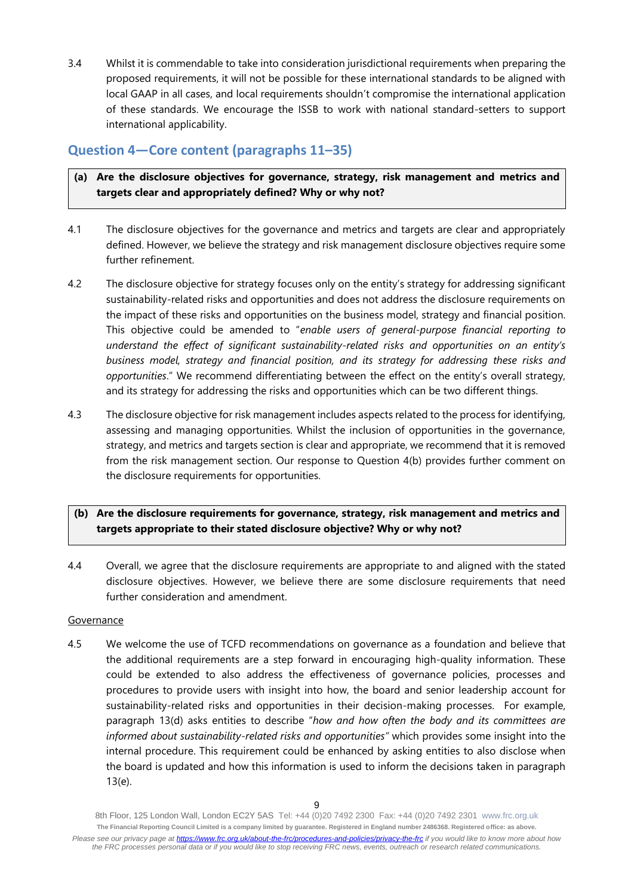3.4 Whilst it is commendable to take into consideration jurisdictional requirements when preparing the proposed requirements, it will not be possible for these international standards to be aligned with local GAAP in all cases, and local requirements shouldn't compromise the international application of these standards. We encourage the ISSB to work with national standard-setters to support international applicability.

## Question 4—Core content (paragraphs 11–35)

**(a) Are the disclosure objectives for governance, strategy, risk management and metrics and targets clear and appropriately defined? Why or why not?**

4.1 The disclosure objectives for the governance and metrics and targets are clear and appropriately defined. However, we believe the strategy and risk management disclosure objectives require some further refinement.

4.2 The disclosure objective for strategy focuses only on the entity's strategy for addressing significant sustainability-related risks and opportunities and does not address the disclosure requirements on the impact of these risks and opportunities on the business model, strategy and financial position. This objective could be amended to "*enable users of general-purpose financial reporting to understand the effect of significant sustainability-related risks and opportunities on an entity's business model, strategy and financial position, and its strategy for addressing these risks and opportunities*." We recommend differentiating between the effect on the entity's overall strategy, and its strategy for addressing the risks and opportunities which can be two different things.

4.3 The disclosure objective for risk management includes aspects related to the process for identifying, assessing and managing opportunities. Whilst the inclusion of opportunities in the governance, strategy, and metrics and targets section is clear and appropriate, we recommend that it is removed from the risk management section. Our response to Question 4(b) provides further comment on the disclosure requirements for opportunities.

**(b) Are the disclosure requirements for governance, strategy, risk management and metrics and targets appropriate to their stated disclosure objective? Why or why not?**

4.4 Overall, we agree that the disclosure requirements are appropriate to and aligned with the stated disclosure objectives. However, we believe there are some disclosure requirements that need further consideration and amendment.

Governance

4.5 We welcome the use of TCFD recommendations on governance as a foundation and believe that the additional requirements are a step forward in encouraging high-quality information. These could be extended to also address the effectiveness of governance policies, processes and procedures to provide users with insight into how, the board and senior leadership account for sustainability-related risks and opportunities in their decision-making processes. For example, paragraph 13(d) asks entities to describe "*how and how often the body and its committees are informed about sustainability-related risks and opportunities"* which provides some insight into the internal procedure. This requirement could be enhanced by asking entities to also disclose when the board is updated and how this information is used to inform the decisions taken in paragraph 13(e).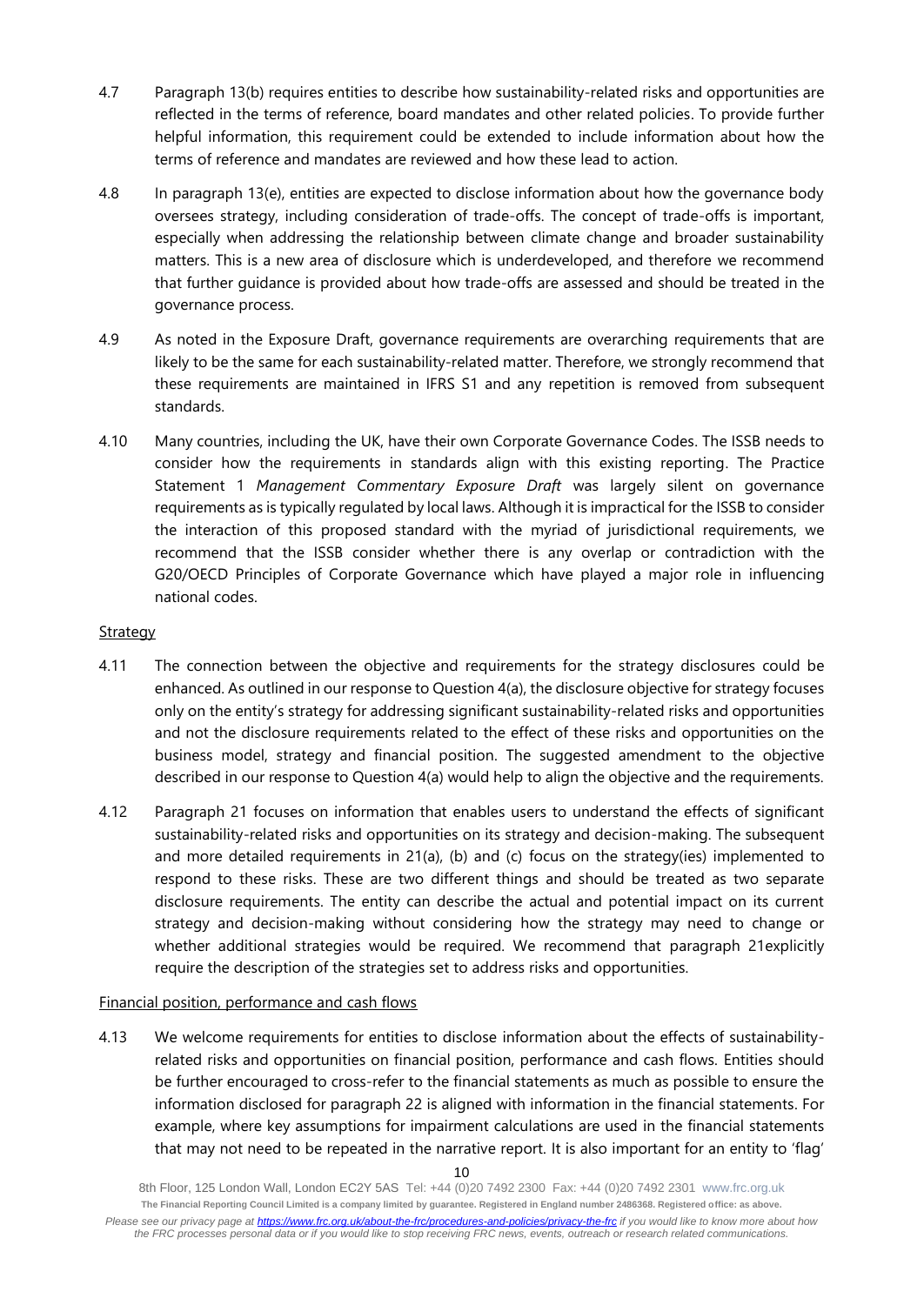4.7 Paragraph 13(b) requires entities to describe how sustainability-related risks and opportunities are reflected in the terms of reference, board mandates and other related policies. To provide further helpful information, this requirement could be extended to include information about how the terms of reference and mandates are reviewed and how these lead to action.

4.8 In paragraph 13(e), entities are expected to disclose information about how the governance body oversees strategy, including consideration of trade-offs. The concept of trade-offs is important, especially when addressing the relationship between climate change and broader sustainability matters. This is a new area of disclosure which is underdeveloped, and therefore we recommend that further guidance is provided about how trade-offs are assessed and should be treated in the governance process.

4.9 As noted in the Exposure Draft, governance requirements are overarching requirements that are likely to be the same for each sustainability-related matter. Therefore, we strongly recommend that these requirements are maintained in IFRS S1 and any repetition is removed from subsequent standards.

4.10 Many countries, including the UK, have their own Corporate Governance Codes. The ISSB needs to consider how the requirements in standards align with this existing reporting. The Practice Statement 1 *Management Commentary Exposure Draft* was largely silent on governance requirements as is typically regulated by local laws. Although it is impractical for the ISSB to consider the interaction of this proposed standard with the myriad of jurisdictional requirements, we recommend that the ISSB consider whether there is any overlap or contradiction with the G20/OECD Principles of Corporate Governance which have played a major role in influencing national codes.

<u>Strategy</u>

4.11 The connection between the objective and requirements for the strategy disclosures could be enhanced. As outlined in our response to Question 4(a), the disclosure objective for strategy focuses only on the entity's strategy for addressing significant sustainability-related risks and opportunities and not the disclosure requirements related to the effect of these risks and opportunities on the business model, strategy and financial position. The suggested amendment to the objective described in our response to Question 4(a) would help to align the objective and the requirements.

4.12 Paragraph 21 focuses on information that enables users to understand the effects of significant sustainability-related risks and opportunities on its strategy and decision-making. The subsequent and more detailed requirements in 21(a), (b) and (c) focus on the strategy(ies) implemented to respond to these risks. These are two different things and should be treated as two separate disclosure requirements. The entity can describe the actual and potential impact on its current strategy and decision-making without considering how the strategy may need to change or whether additional strategies would be required. We recommend that paragraph 21explicitly require the description of the strategies set to address risks and opportunities.

<u>Financial position, performance and cash flows</u>

4.13 We welcome requirements for entities to disclose information about the effects of sustainability-related risks and opportunities on financial position, performance and cash flows. Entities should be further encouraged to cross-refer to the financial statements as much as possible to ensure the information disclosed for paragraph 22 is aligned with information in the financial statements. For example, where key assumptions for impairment calculations are used in the financial statements that may not need to be repeated in the narrative report. It is also important for an entity to 'flag'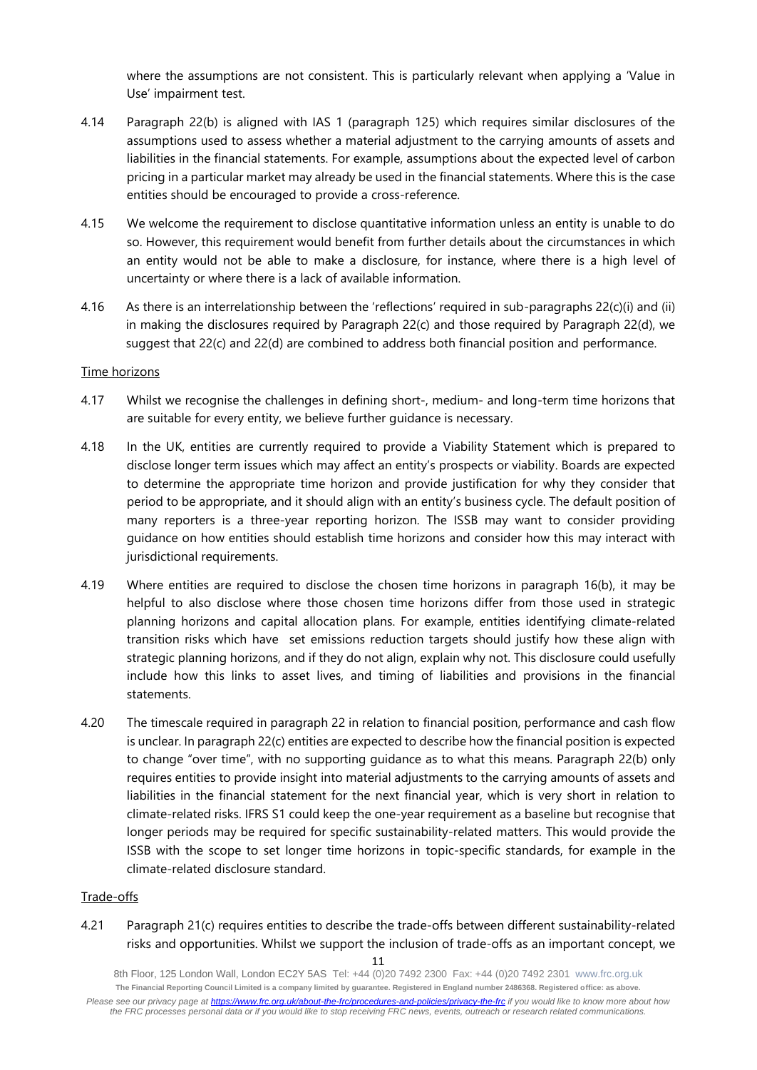where the assumptions are not consistent. This is particularly relevant when applying a 'Value in Use' impairment test.

4.14 Paragraph 22(b) is aligned with IAS 1 (paragraph 125) which requires similar disclosures of the assumptions used to assess whether a material adjustment to the carrying amounts of assets and liabilities in the financial statements. For example, assumptions about the expected level of carbon pricing in a particular market may already be used in the financial statements. Where this is the case entities should be encouraged to provide a cross-reference.

4.15 We welcome the requirement to disclose quantitative information unless an entity is unable to do so. However, this requirement would benefit from further details about the circumstances in which an entity would not be able to make a disclosure, for instance, where there is a high level of uncertainty or where there is a lack of available information.

4.16 As there is an interrelationship between the 'reflections' required in sub-paragraphs 22(c)(i) and (ii) in making the disclosures required by Paragraph 22(c) and those required by Paragraph 22(d), we suggest that 22(c) and 22(d) are combined to address both financial position and performance.

Time horizons

4.17 Whilst we recognise the challenges in defining short-, medium- and long-term time horizons that are suitable for every entity, we believe further guidance is necessary.

4.18 In the UK, entities are currently required to provide a Viability Statement which is prepared to disclose longer term issues which may affect an entity's prospects or viability. Boards are expected to determine the appropriate time horizon and provide justification for why they consider that period to be appropriate, and it should align with an entity's business cycle. The default position of many reporters is a three-year reporting horizon. The ISSB may want to consider providing guidance on how entities should establish time horizons and consider how this may interact with jurisdictional requirements.

4.19 Where entities are required to disclose the chosen time horizons in paragraph 16(b), it may be helpful to also disclose where those chosen time horizons differ from those used in strategic planning horizons and capital allocation plans. For example, entities identifying climate-related transition risks which have set emissions reduction targets should justify how these align with strategic planning horizons, and if they do not align, explain why not. This disclosure could usefully include how this links to asset lives, and timing of liabilities and provisions in the financial statements.

4.20 The timescale required in paragraph 22 in relation to financial position, performance and cash flow is unclear. In paragraph 22(c) entities are expected to describe how the financial position is expected to change "over time", with no supporting guidance as to what this means. Paragraph 22(b) only requires entities to provide insight into material adjustments to the carrying amounts of assets and liabilities in the financial statement for the next financial year, which is very short in relation to climate-related risks. IFRS S1 could keep the one-year requirement as a baseline but recognise that longer periods may be required for specific sustainability-related matters. This would provide the ISSB with the scope to set longer time horizons in topic-specific standards, for example in the climate-related disclosure standard.

Trade-offs

4.21 Paragraph 21(c) requires entities to describe the trade-offs between different sustainability-related risks and opportunities. Whilst we support the inclusion of trade-offs as an important concept, we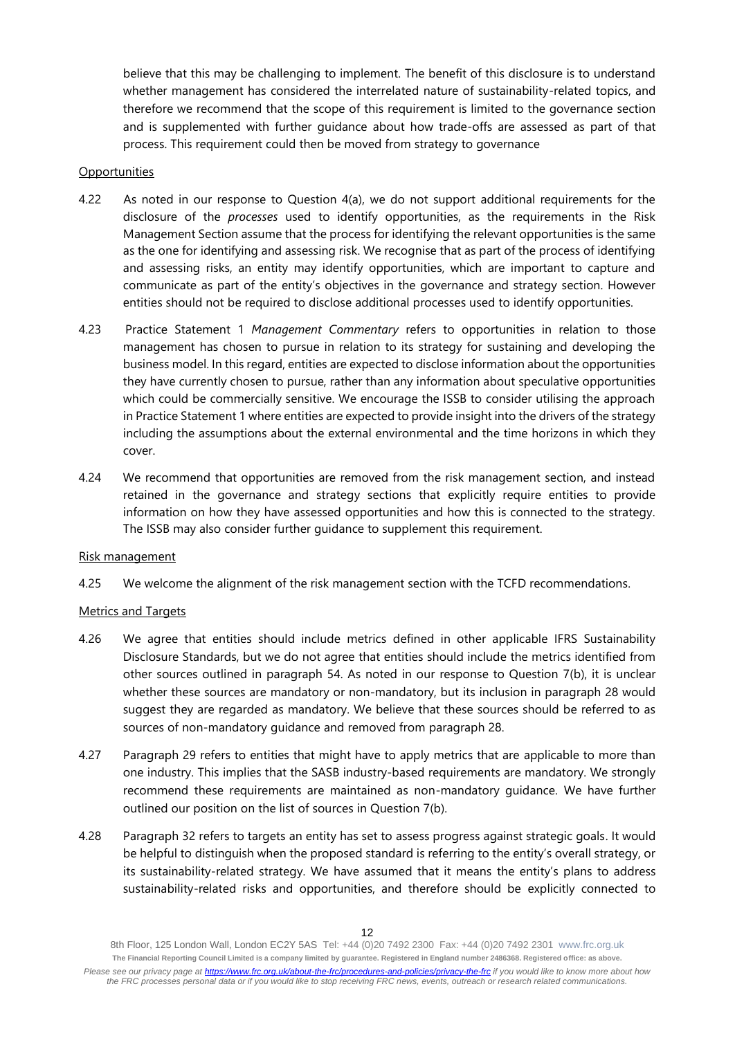believe that this may be challenging to implement. The benefit of this disclosure is to understand whether management has considered the interrelated nature of sustainability-related topics, and therefore we recommend that the scope of this requirement is limited to the governance section and is supplemented with further guidance about how trade-offs are assessed as part of that process. This requirement could then be moved from strategy to governance

Opportunities

4.22 As noted in our response to Question 4(a), we do not support additional requirements for the disclosure of the *processes* used to identify opportunities, as the requirements in the Risk Management Section assume that the process for identifying the relevant opportunities is the same as the one for identifying and assessing risk. We recognise that as part of the process of identifying and assessing risks, an entity may identify opportunities, which are important to capture and communicate as part of the entity's objectives in the governance and strategy section. However entities should not be required to disclose additional processes used to identify opportunities.

4.23 Practice Statement 1 *Management Commentary* refers to opportunities in relation to those management has chosen to pursue in relation to its strategy for sustaining and developing the business model. In this regard, entities are expected to disclose information about the opportunities they have currently chosen to pursue, rather than any information about speculative opportunities which could be commercially sensitive. We encourage the ISSB to consider utilising the approach in Practice Statement 1 where entities are expected to provide insight into the drivers of the strategy including the assumptions about the external environmental and the time horizons in which they cover.

4.24 We recommend that opportunities are removed from the risk management section, and instead retained in the governance and strategy sections that explicitly require entities to provide information on how they have assessed opportunities and how this is connected to the strategy. The ISSB may also consider further guidance to supplement this requirement.

Risk management

4.25 We welcome the alignment of the risk management section with the TCFD recommendations.

Metrics and Targets

4.26 We agree that entities should include metrics defined in other applicable IFRS Sustainability Disclosure Standards, but we do not agree that entities should include the metrics identified from other sources outlined in paragraph 54. As noted in our response to Question 7(b), it is unclear whether these sources are mandatory or non-mandatory, but its inclusion in paragraph 28 would suggest they are regarded as mandatory. We believe that these sources should be referred to as sources of non-mandatory guidance and removed from paragraph 28.

4.27 Paragraph 29 refers to entities that might have to apply metrics that are applicable to more than one industry. This implies that the SASB industry-based requirements are mandatory. We strongly recommend these requirements are maintained as non-mandatory guidance. We have further outlined our position on the list of sources in Question 7(b).

4.28 Paragraph 32 refers to targets an entity has set to assess progress against strategic goals. It would be helpful to distinguish when the proposed standard is referring to the entity's overall strategy, or its sustainability-related strategy. We have assumed that it means the entity's plans to address sustainability-related risks and opportunities, and therefore should be explicitly connected to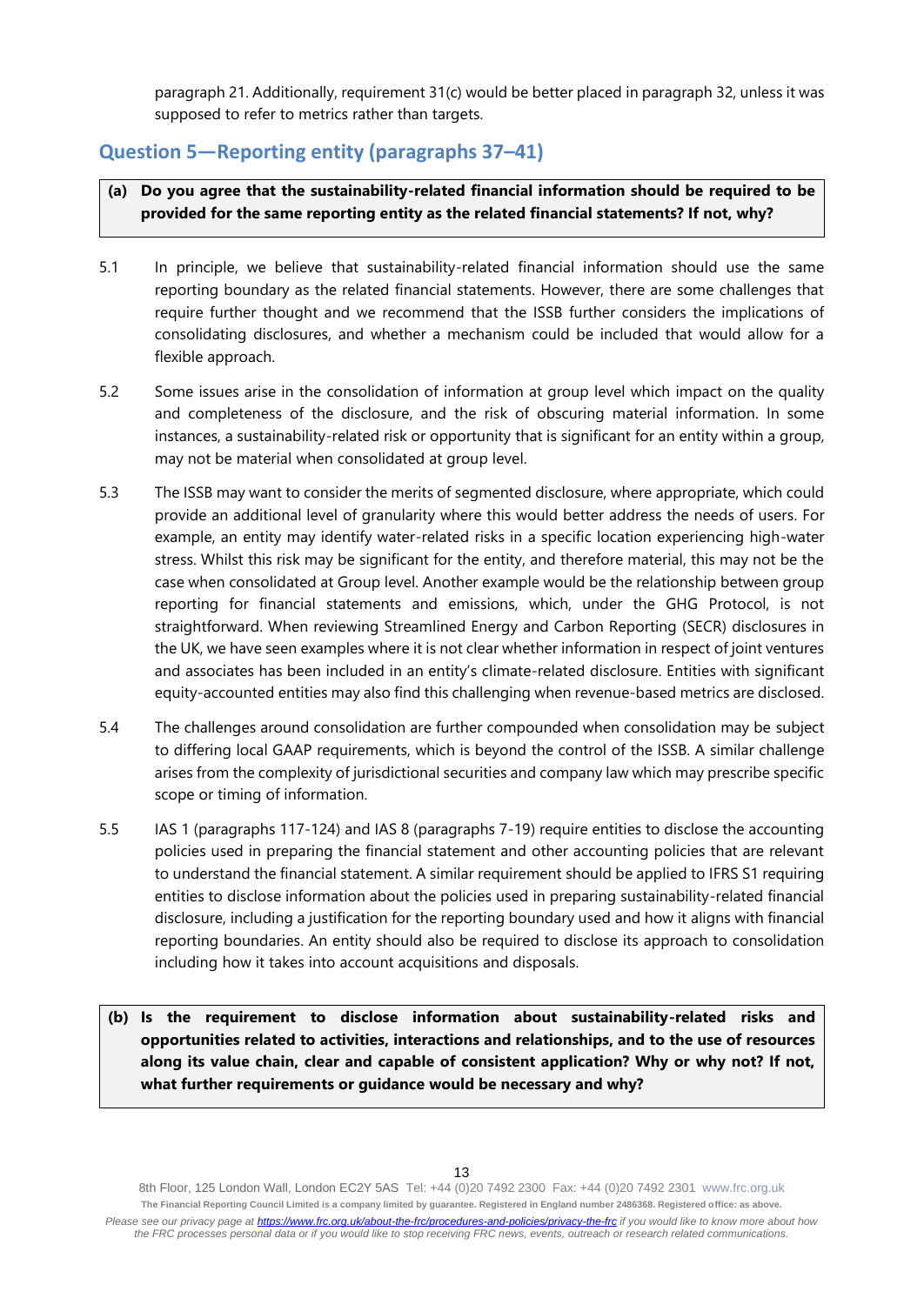paragraph 21. Additionally, requirement 31(c) would be better placed in paragraph 32, unless it was supposed to refer to metrics rather than targets.

## Question 5—Reporting entity (paragraphs 37–41)

**(a) Do you agree that the sustainability-related financial information should be required to be provided for the same reporting entity as the related financial statements? If not, why?**

5.1 In principle, we believe that sustainability-related financial information should use the same reporting boundary as the related financial statements. However, there are some challenges that require further thought and we recommend that the ISSB further considers the implications of consolidating disclosures, and whether a mechanism could be included that would allow for a flexible approach.

5.2 Some issues arise in the consolidation of information at group level which impact on the quality and completeness of the disclosure, and the risk of obscuring material information. In some instances, a sustainability-related risk or opportunity that is significant for an entity within a group, may not be material when consolidated at group level.

5.3 The ISSB may want to consider the merits of segmented disclosure, where appropriate, which could provide an additional level of granularity where this would better address the needs of users. For example, an entity may identify water-related risks in a specific location experiencing high-water stress. Whilst this risk may be significant for the entity, and therefore material, this may not be the case when consolidated at Group level. Another example would be the relationship between group reporting for financial statements and emissions, which, under the GHG Protocol, is not straightforward. When reviewing Streamlined Energy and Carbon Reporting (SECR) disclosures in the UK, we have seen examples where it is not clear whether information in respect of joint ventures and associates has been included in an entity's climate-related disclosure. Entities with significant equity-accounted entities may also find this challenging when revenue-based metrics are disclosed.

5.4 The challenges around consolidation are further compounded when consolidation may be subject to differing local GAAP requirements, which is beyond the control of the ISSB. A similar challenge arises from the complexity of jurisdictional securities and company law which may prescribe specific scope or timing of information.

5.5 IAS 1 (paragraphs 117-124) and IAS 8 (paragraphs 7-19) require entities to disclose the accounting policies used in preparing the financial statement and other accounting policies that are relevant to understand the financial statement. A similar requirement should be applied to IFRS S1 requiring entities to disclose information about the policies used in preparing sustainability-related financial disclosure, including a justification for the reporting boundary used and how it aligns with financial reporting boundaries. An entity should also be required to disclose its approach to consolidation including how it takes into account acquisitions and disposals.

**(b) Is the requirement to disclose information about sustainability-related risks and opportunities related to activities, interactions and relationships, and to the use of resources along its value chain, clear and capable of consistent application? Why or why not? If not, what further requirements or guidance would be necessary and why?**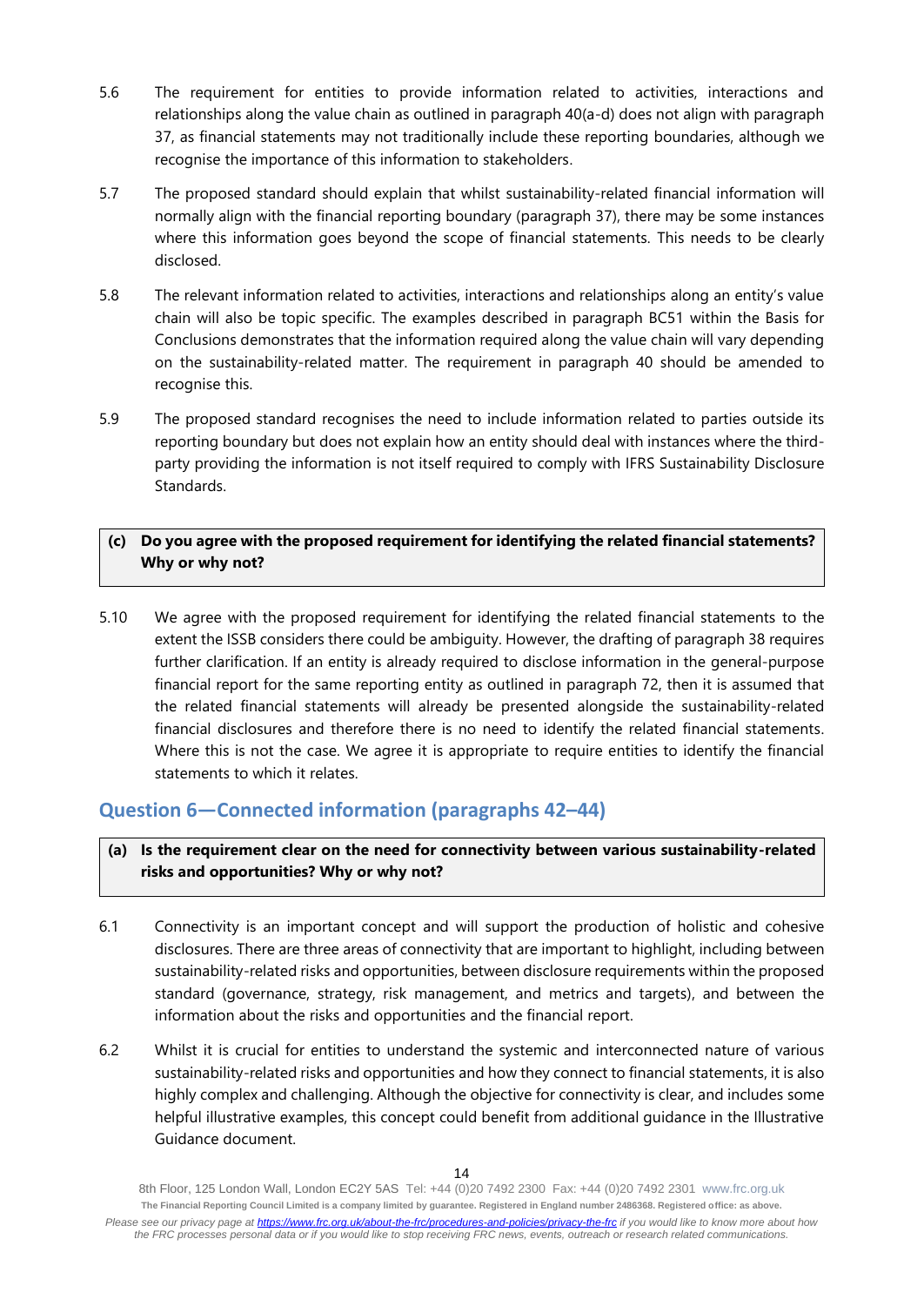5.6 The requirement for entities to provide information related to activities, interactions and relationships along the value chain as outlined in paragraph 40(a-d) does not align with paragraph 37, as financial statements may not traditionally include these reporting boundaries, although we recognise the importance of this information to stakeholders.

5.7 The proposed standard should explain that whilst sustainability-related financial information will normally align with the financial reporting boundary (paragraph 37), there may be some instances where this information goes beyond the scope of financial statements. This needs to be clearly disclosed.

5.8 The relevant information related to activities, interactions and relationships along an entity's value chain will also be topic specific. The examples described in paragraph BC51 within the Basis for Conclusions demonstrates that the information required along the value chain will vary depending on the sustainability-related matter. The requirement in paragraph 40 should be amended to recognise this.

5.9 The proposed standard recognises the need to include information related to parties outside its reporting boundary but does not explain how an entity should deal with instances where the third-party providing the information is not itself required to comply with IFRS Sustainability Disclosure Standards.

**(c) Do you agree with the proposed requirement for identifying the related financial statements? Why or why not?**

5.10 We agree with the proposed requirement for identifying the related financial statements to the extent the ISSB considers there could be ambiguity. However, the drafting of paragraph 38 requires further clarification. If an entity is already required to disclose information in the general-purpose financial report for the same reporting entity as outlined in paragraph 72, then it is assumed that the related financial statements will already be presented alongside the sustainability-related financial disclosures and therefore there is no need to identify the related financial statements. Where this is not the case. We agree it is appropriate to require entities to identify the financial statements to which it relates.

## Question 6—Connected information (paragraphs 42–44)

**(a) Is the requirement clear on the need for connectivity between various sustainability-related risks and opportunities? Why or why not?**

6.1 Connectivity is an important concept and will support the production of holistic and cohesive disclosures. There are three areas of connectivity that are important to highlight, including between sustainability-related risks and opportunities, between disclosure requirements within the proposed standard (governance, strategy, risk management, and metrics and targets), and between the information about the risks and opportunities and the financial report.

6.2 Whilst it is crucial for entities to understand the systemic and interconnected nature of various sustainability-related risks and opportunities and how they connect to financial statements, it is also highly complex and challenging. Although the objective for connectivity is clear, and includes some helpful illustrative examples, this concept could benefit from additional guidance in the Illustrative Guidance document.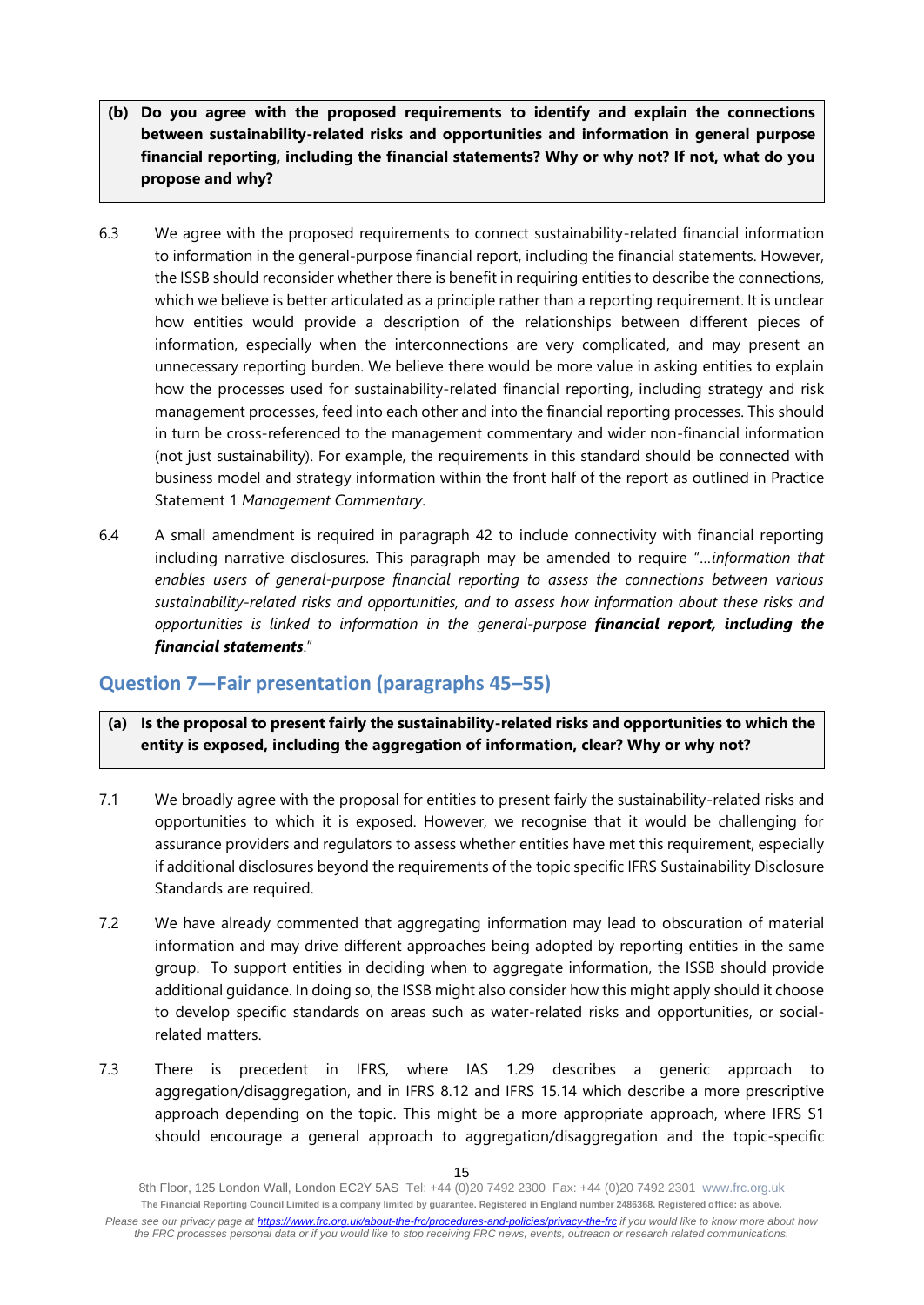**(b) Do you agree with the proposed requirements to identify and explain the connections between sustainability-related risks and opportunities and information in general purpose financial reporting, including the financial statements? Why or why not? If not, what do you propose and why?**

6.3 We agree with the proposed requirements to connect sustainability-related financial information to information in the general-purpose financial report, including the financial statements. However, the ISSB should reconsider whether there is benefit in requiring entities to describe the connections, which we believe is better articulated as a principle rather than a reporting requirement. It is unclear how entities would provide a description of the relationships between different pieces of information, especially when the interconnections are very complicated, and may present an unnecessary reporting burden. We believe there would be more value in asking entities to explain how the processes used for sustainability-related financial reporting, including strategy and risk management processes, feed into each other and into the financial reporting processes. This should in turn be cross-referenced to the management commentary and wider non-financial information (not just sustainability). For example, the requirements in this standard should be connected with business model and strategy information within the front half of the report as outlined in Practice Statement 1 *Management Commentary*.

6.4 A small amendment is required in paragraph 42 to include connectivity with financial reporting including narrative disclosures. This paragraph may be amended to require "…*information that enables users of general-purpose financial reporting to assess the connections between various sustainability-related risks and opportunities, and to assess how information about these risks and opportunities is linked to information in the general-purpose* ***financial report, including the financial statements***."

## Question 7—Fair presentation (paragraphs 45–55)

**(a) Is the proposal to present fairly the sustainability-related risks and opportunities to which the entity is exposed, including the aggregation of information, clear? Why or why not?**

7.1 We broadly agree with the proposal for entities to present fairly the sustainability-related risks and opportunities to which it is exposed. However, we recognise that it would be challenging for assurance providers and regulators to assess whether entities have met this requirement, especially if additional disclosures beyond the requirements of the topic specific IFRS Sustainability Disclosure Standards are required.

7.2 We have already commented that aggregating information may lead to obscuration of material information and may drive different approaches being adopted by reporting entities in the same group. To support entities in deciding when to aggregate information, the ISSB should provide additional guidance. In doing so, the ISSB might also consider how this might apply should it choose to develop specific standards on areas such as water-related risks and opportunities, or social-related matters.

7.3 There is precedent in IFRS, where IAS 1.29 describes a generic approach to aggregation/disaggregation, and in IFRS 8.12 and IFRS 15.14 which describe a more prescriptive approach depending on the topic. This might be a more appropriate approach, where IFRS S1 should encourage a general approach to aggregation/disaggregation and the topic-specific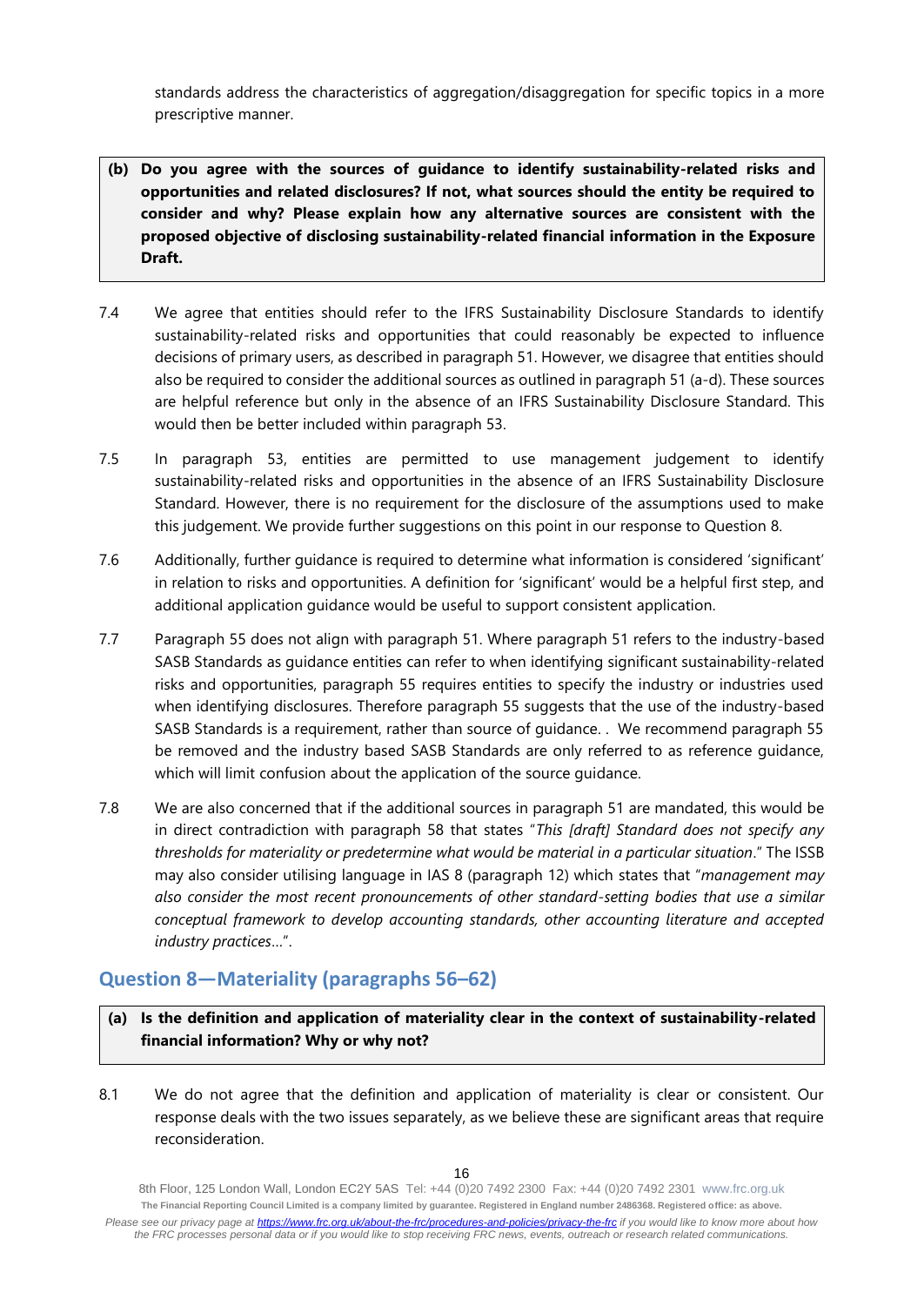standards address the characteristics of aggregation/disaggregation for specific topics in a more prescriptive manner.

**(b) Do you agree with the sources of guidance to identify sustainability-related risks and opportunities and related disclosures? If not, what sources should the entity be required to consider and why? Please explain how any alternative sources are consistent with the proposed objective of disclosing sustainability-related financial information in the Exposure Draft.**

7.4 We agree that entities should refer to the IFRS Sustainability Disclosure Standards to identify sustainability-related risks and opportunities that could reasonably be expected to influence decisions of primary users, as described in paragraph 51. However, we disagree that entities should also be required to consider the additional sources as outlined in paragraph 51 (a-d). These sources are helpful reference but only in the absence of an IFRS Sustainability Disclosure Standard. This would then be better included within paragraph 53.

7.5 In paragraph 53, entities are permitted to use management judgement to identify sustainability-related risks and opportunities in the absence of an IFRS Sustainability Disclosure Standard. However, there is no requirement for the disclosure of the assumptions used to make this judgement. We provide further suggestions on this point in our response to Question 8.

7.6 Additionally, further guidance is required to determine what information is considered 'significant' in relation to risks and opportunities. A definition for 'significant' would be a helpful first step, and additional application guidance would be useful to support consistent application.

7.7 Paragraph 55 does not align with paragraph 51. Where paragraph 51 refers to the industry-based SASB Standards as guidance entities can refer to when identifying significant sustainability-related risks and opportunities, paragraph 55 requires entities to specify the industry or industries used when identifying disclosures. Therefore paragraph 55 suggests that the use of the industry-based SASB Standards is a requirement, rather than source of guidance. . We recommend paragraph 55 be removed and the industry based SASB Standards are only referred to as reference guidance, which will limit confusion about the application of the source guidance.

7.8 We are also concerned that if the additional sources in paragraph 51 are mandated, this would be in direct contradiction with paragraph 58 that states "*This [draft] Standard does not specify any thresholds for materiality or predetermine what would be material in a particular situation*." The ISSB may also consider utilising language in IAS 8 (paragraph 12) which states that "*management may also consider the most recent pronouncements of other standard-setting bodies that use a similar conceptual framework to develop accounting standards, other accounting literature and accepted industry practices…*".

## Question 8—Materiality (paragraphs 56–62)

**(a) Is the definition and application of materiality clear in the context of sustainability-related financial information? Why or why not?**

8.1 We do not agree that the definition and application of materiality is clear or consistent. Our response deals with the two issues separately, as we believe these are significant areas that require reconsideration.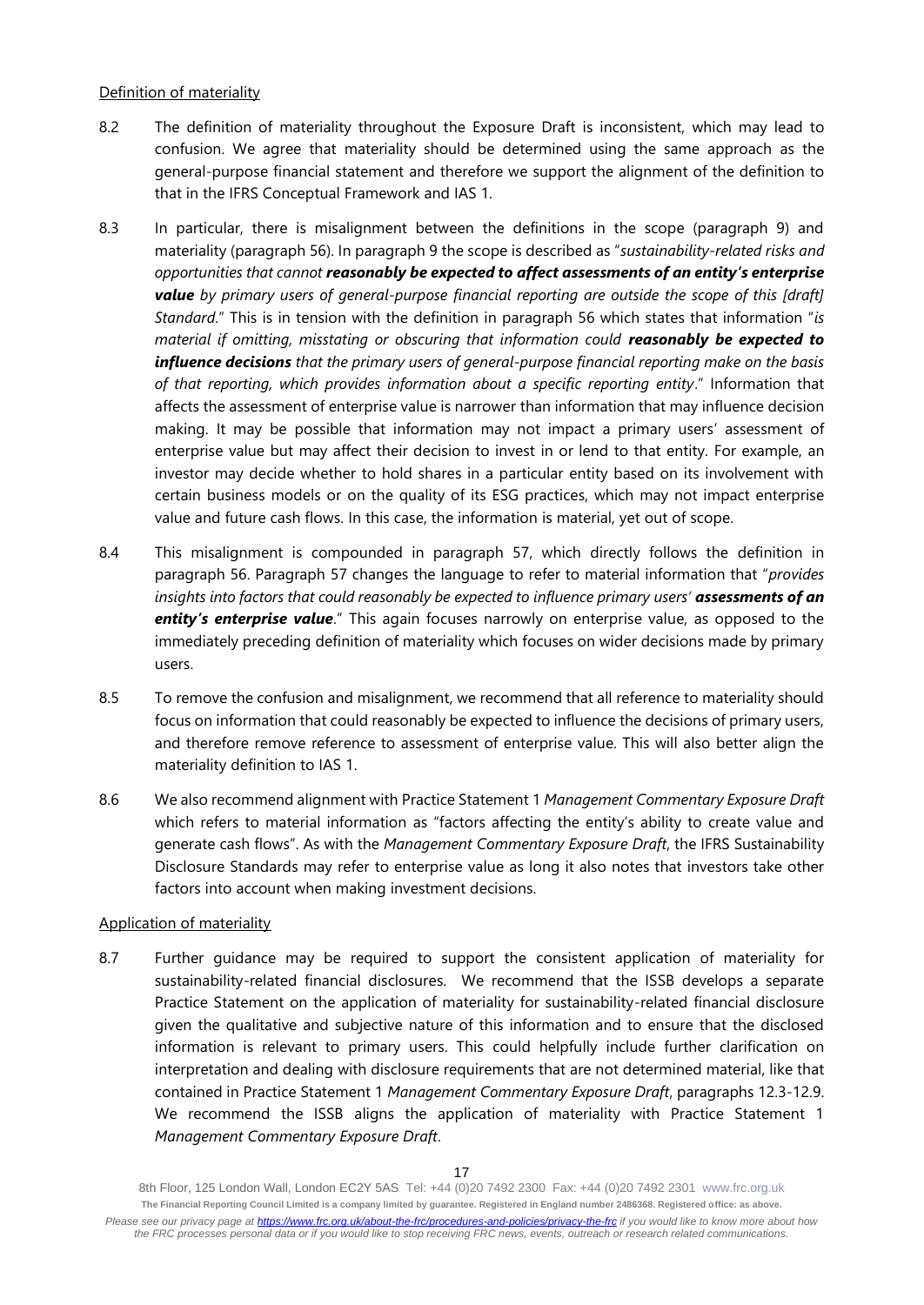Definition of materiality

8.2 The definition of materiality throughout the Exposure Draft is inconsistent, which may lead to confusion. We agree that materiality should be determined using the same approach as the general-purpose financial statement and therefore we support the alignment of the definition to that in the IFRS Conceptual Framework and IAS 1.

8.3 In particular, there is misalignment between the definitions in the scope (paragraph 9) and materiality (paragraph 56). In paragraph 9 the scope is described as "*sustainability-related risks and opportunities that cannot* ***reasonably be expected to affect assessments of an entity's enterprise value*** *by primary users of general-purpose financial reporting are outside the scope of this [draft] Standard*." This is in tension with the definition in paragraph 56 which states that information "*is material if omitting, misstating or obscuring that information could* ***reasonably be expected to influence decisions*** *that the primary users of general-purpose financial reporting make on the basis of that reporting, which provides information about a specific reporting entity*." Information that affects the assessment of enterprise value is narrower than information that may influence decision making. It may be possible that information may not impact a primary users' assessment of enterprise value but may affect their decision to invest in or lend to that entity. For example, an investor may decide whether to hold shares in a particular entity based on its involvement with certain business models or on the quality of its ESG practices, which may not impact enterprise value and future cash flows. In this case, the information is material, yet out of scope.

8.4 This misalignment is compounded in paragraph 57, which directly follows the definition in paragraph 56. Paragraph 57 changes the language to refer to material information that "*provides insights into factors that could reasonably be expected to influence primary users'* ***assessments of an entity's enterprise value***." This again focuses narrowly on enterprise value, as opposed to the immediately preceding definition of materiality which focuses on wider decisions made by primary users.

8.5 To remove the confusion and misalignment, we recommend that all reference to materiality should focus on information that could reasonably be expected to influence the decisions of primary users, and therefore remove reference to assessment of enterprise value. This will also better align the materiality definition to IAS 1.

8.6 We also recommend alignment with Practice Statement 1 *Management Commentary Exposure Draft* which refers to material information as "factors affecting the entity's ability to create value and generate cash flows". As with the *Management Commentary Exposure Draft*, the IFRS Sustainability Disclosure Standards may refer to enterprise value as long it also notes that investors take other factors into account when making investment decisions.

Application of materiality

8.7 Further guidance may be required to support the consistent application of materiality for sustainability-related financial disclosures. We recommend that the ISSB develops a separate Practice Statement on the application of materiality for sustainability-related financial disclosure given the qualitative and subjective nature of this information and to ensure that the disclosed information is relevant to primary users. This could helpfully include further clarification on interpretation and dealing with disclosure requirements that are not determined material, like that contained in Practice Statement 1 *Management Commentary Exposure Draft*, paragraphs 12.3-12.9. We recommend the ISSB aligns the application of materiality with Practice Statement 1 *Management Commentary Exposure Draft*.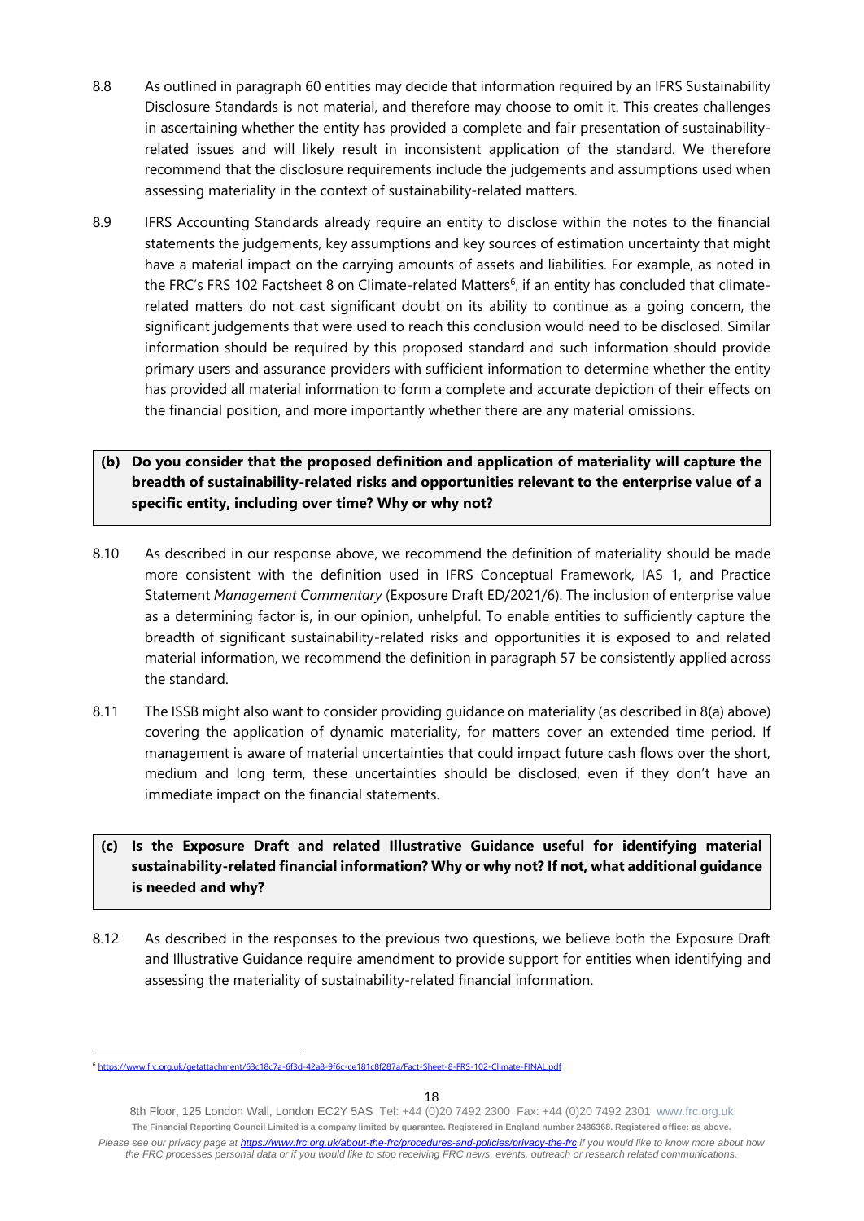8.8 As outlined in paragraph 60 entities may decide that information required by an IFRS Sustainability Disclosure Standards is not material, and therefore may choose to omit it. This creates challenges in ascertaining whether the entity has provided a complete and fair presentation of sustainability-related issues and will likely result in inconsistent application of the standard. We therefore recommend that the disclosure requirements include the judgements and assumptions used when assessing materiality in the context of sustainability-related matters.

8.9 IFRS Accounting Standards already require an entity to disclose within the notes to the financial statements the judgements, key assumptions and key sources of estimation uncertainty that might have a material impact on the carrying amounts of assets and liabilities. For example, as noted in the FRC's FRS 102 Factsheet 8 on Climate-related Matters[6], if an entity has concluded that climate-related matters do not cast significant doubt on its ability to continue as a going concern, the significant judgements that were used to reach this conclusion would need to be disclosed. Similar information should be required by this proposed standard and such information should provide primary users and assurance providers with sufficient information to determine whether the entity has provided all material information to form a complete and accurate depiction of their effects on the financial position, and more importantly whether there are any material omissions.

**(b) Do you consider that the proposed definition and application of materiality will capture the breadth of sustainability-related risks and opportunities relevant to the enterprise value of a specific entity, including over time? Why or why not?**

8.10 As described in our response above, we recommend the definition of materiality should be made more consistent with the definition used in IFRS Conceptual Framework, IAS 1, and Practice Statement *Management Commentary* (Exposure Draft ED/2021/6). The inclusion of enterprise value as a determining factor is, in our opinion, unhelpful. To enable entities to sufficiently capture the breadth of significant sustainability-related risks and opportunities it is exposed to and related material information, we recommend the definition in paragraph 57 be consistently applied across the standard.

8.11 The ISSB might also want to consider providing guidance on materiality (as described in 8(a) above) covering the application of dynamic materiality, for matters cover an extended time period. If management is aware of material uncertainties that could impact future cash flows over the short, medium and long term, these uncertainties should be disclosed, even if they don't have an immediate impact on the financial statements.

**(c) Is the Exposure Draft and related Illustrative Guidance useful for identifying material sustainability-related financial information? Why or why not? If not, what additional guidance is needed and why?**

8.12 As described in the responses to the previous two questions, we believe both the Exposure Draft and Illustrative Guidance require amendment to provide support for entities when identifying and assessing the materiality of sustainability-related financial information.

[6] https://www.frc.org.uk/getattachment/63c18c7a-6f3d-42a8-9f6c-ce181c8f287a/Fact-Sheet-8-FRS-102-Climate-FINAL.pdf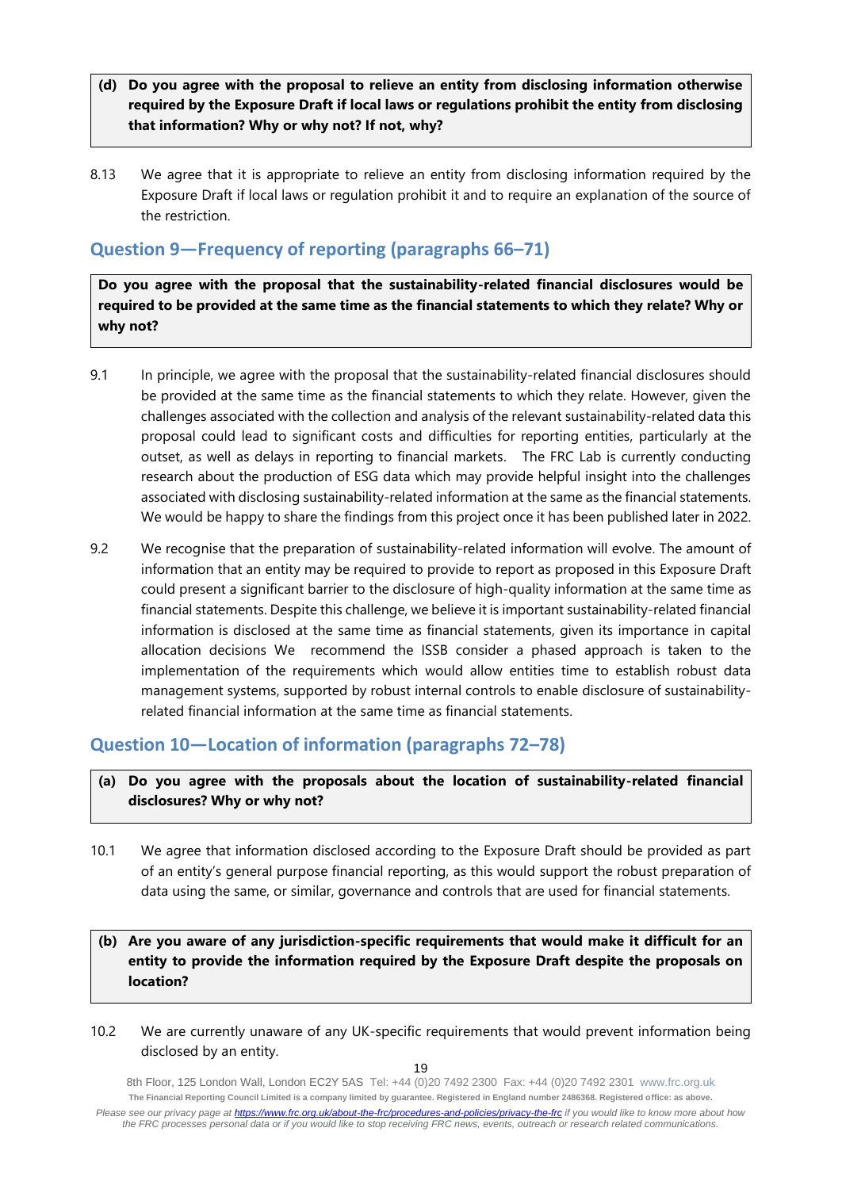**(d) Do you agree with the proposal to relieve an entity from disclosing information otherwise required by the Exposure Draft if local laws or regulations prohibit the entity from disclosing that information? Why or why not? If not, why?**

8.13 We agree that it is appropriate to relieve an entity from disclosing information required by the Exposure Draft if local laws or regulation prohibit it and to require an explanation of the source of the restriction.

## Question 9—Frequency of reporting (paragraphs 66–71)

**Do you agree with the proposal that the sustainability-related financial disclosures would be required to be provided at the same time as the financial statements to which they relate? Why or why not?**

9.1 In principle, we agree with the proposal that the sustainability-related financial disclosures should be provided at the same time as the financial statements to which they relate. However, given the challenges associated with the collection and analysis of the relevant sustainability-related data this proposal could lead to significant costs and difficulties for reporting entities, particularly at the outset, as well as delays in reporting to financial markets. The FRC Lab is currently conducting research about the production of ESG data which may provide helpful insight into the challenges associated with disclosing sustainability-related information at the same as the financial statements. We would be happy to share the findings from this project once it has been published later in 2022.

9.2 We recognise that the preparation of sustainability-related information will evolve. The amount of information that an entity may be required to provide to report as proposed in this Exposure Draft could present a significant barrier to the disclosure of high-quality information at the same time as financial statements. Despite this challenge, we believe it is important sustainability-related financial information is disclosed at the same time as financial statements, given its importance in capital allocation decisions We recommend the ISSB consider a phased approach is taken to the implementation of the requirements which would allow entities time to establish robust data management systems, supported by robust internal controls to enable disclosure of sustainability-related financial information at the same time as financial statements.

## Question 10—Location of information (paragraphs 72–78)

**(a) Do you agree with the proposals about the location of sustainability-related financial disclosures? Why or why not?**

10.1 We agree that information disclosed according to the Exposure Draft should be provided as part of an entity's general purpose financial reporting, as this would support the robust preparation of data using the same, or similar, governance and controls that are used for financial statements.

**(b) Are you aware of any jurisdiction-specific requirements that would make it difficult for an entity to provide the information required by the Exposure Draft despite the proposals on location?**

10.2 We are currently unaware of any UK-specific requirements that would prevent information being disclosed by an entity.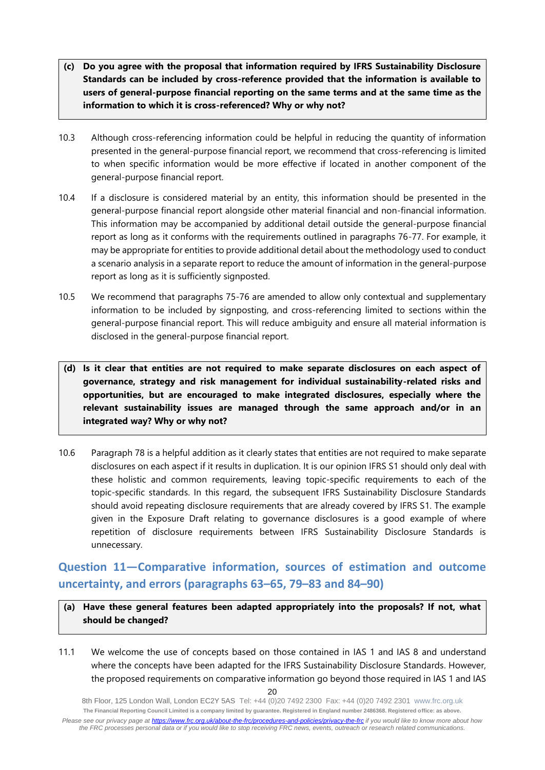**(c) Do you agree with the proposal that information required by IFRS Sustainability Disclosure Standards can be included by cross-reference provided that the information is available to users of general-purpose financial reporting on the same terms and at the same time as the information to which it is cross-referenced? Why or why not?**

10.3 Although cross-referencing information could be helpful in reducing the quantity of information presented in the general-purpose financial report, we recommend that cross-referencing is limited to when specific information would be more effective if located in another component of the general-purpose financial report.

10.4 If a disclosure is considered material by an entity, this information should be presented in the general-purpose financial report alongside other material financial and non-financial information. This information may be accompanied by additional detail outside the general-purpose financial report as long as it conforms with the requirements outlined in paragraphs 76-77. For example, it may be appropriate for entities to provide additional detail about the methodology used to conduct a scenario analysis in a separate report to reduce the amount of information in the general-purpose report as long as it is sufficiently signposted.

10.5 We recommend that paragraphs 75-76 are amended to allow only contextual and supplementary information to be included by signposting, and cross-referencing limited to sections within the general-purpose financial report. This will reduce ambiguity and ensure all material information is disclosed in the general-purpose financial report.

**(d) Is it clear that entities are not required to make separate disclosures on each aspect of governance, strategy and risk management for individual sustainability-related risks and opportunities, but are encouraged to make integrated disclosures, especially where the relevant sustainability issues are managed through the same approach and/or in an integrated way? Why or why not?**

10.6 Paragraph 78 is a helpful addition as it clearly states that entities are not required to make separate disclosures on each aspect if it results in duplication. It is our opinion IFRS S1 should only deal with these holistic and common requirements, leaving topic-specific requirements to each of the topic-specific standards. In this regard, the subsequent IFRS Sustainability Disclosure Standards should avoid repeating disclosure requirements that are already covered by IFRS S1. The example given in the Exposure Draft relating to governance disclosures is a good example of where repetition of disclosure requirements between IFRS Sustainability Disclosure Standards is unnecessary.

## Question 11—Comparative information, sources of estimation and outcome uncertainty, and errors (paragraphs 63–65, 79–83 and 84–90)

**(a) Have these general features been adapted appropriately into the proposals? If not, what should be changed?**

11.1 We welcome the use of concepts based on those contained in IAS 1 and IAS 8 and understand where the concepts have been adapted for the IFRS Sustainability Disclosure Standards. However, the proposed requirements on comparative information go beyond those required in IAS 1 and IAS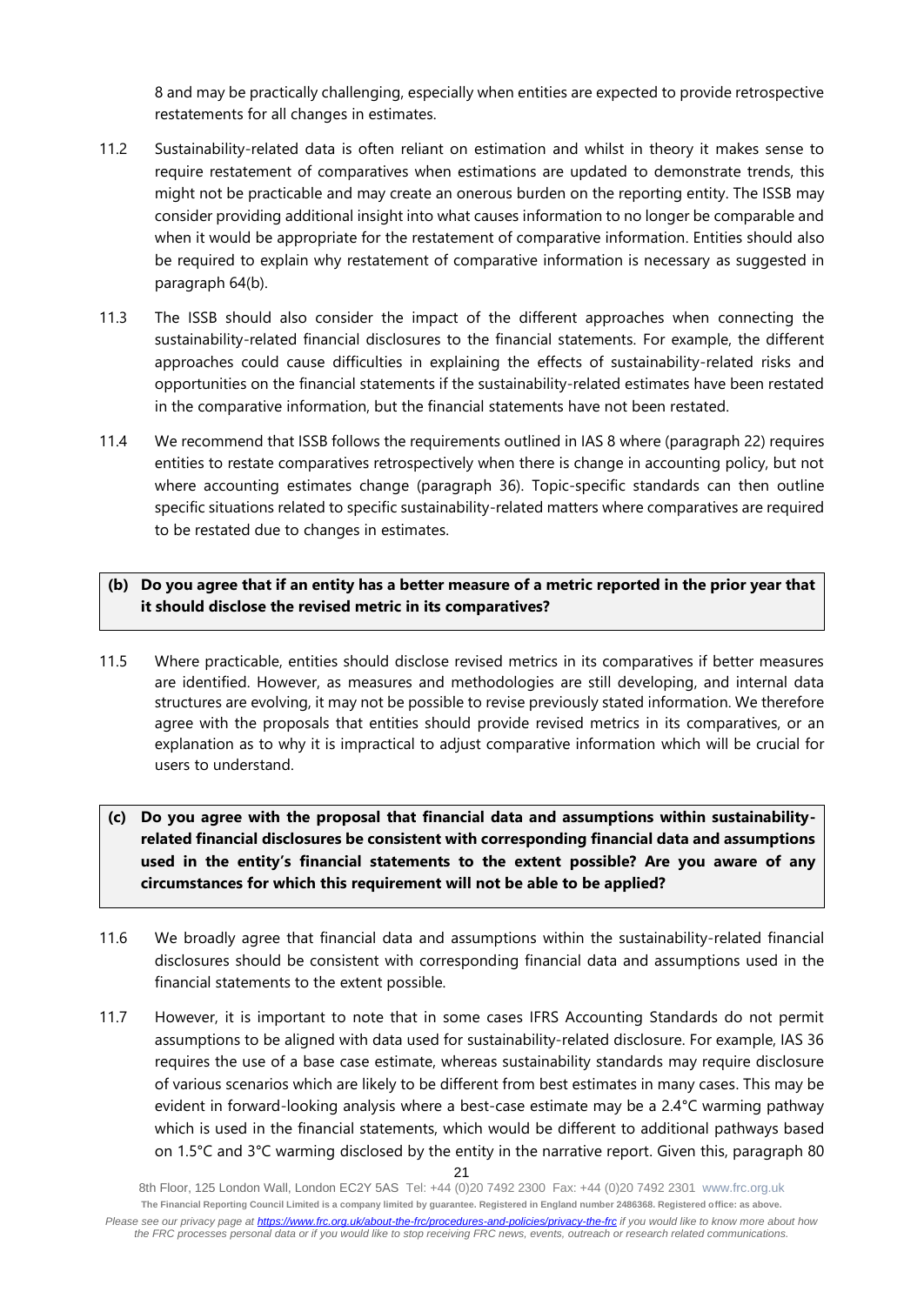8 and may be practically challenging, especially when entities are expected to provide retrospective restatements for all changes in estimates.

11.2 Sustainability-related data is often reliant on estimation and whilst in theory it makes sense to require restatement of comparatives when estimations are updated to demonstrate trends, this might not be practicable and may create an onerous burden on the reporting entity. The ISSB may consider providing additional insight into what causes information to no longer be comparable and when it would be appropriate for the restatement of comparative information. Entities should also be required to explain why restatement of comparative information is necessary as suggested in paragraph 64(b).

11.3 The ISSB should also consider the impact of the different approaches when connecting the sustainability-related financial disclosures to the financial statements. For example, the different approaches could cause difficulties in explaining the effects of sustainability-related risks and opportunities on the financial statements if the sustainability-related estimates have been restated in the comparative information, but the financial statements have not been restated.

11.4 We recommend that ISSB follows the requirements outlined in IAS 8 where (paragraph 22) requires entities to restate comparatives retrospectively when there is change in accounting policy, but not where accounting estimates change (paragraph 36). Topic-specific standards can then outline specific situations related to specific sustainability-related matters where comparatives are required to be restated due to changes in estimates.

**(b) Do you agree that if an entity has a better measure of a metric reported in the prior year that it should disclose the revised metric in its comparatives?**

11.5 Where practicable, entities should disclose revised metrics in its comparatives if better measures are identified. However, as measures and methodologies are still developing, and internal data structures are evolving, it may not be possible to revise previously stated information. We therefore agree with the proposals that entities should provide revised metrics in its comparatives, or an explanation as to why it is impractical to adjust comparative information which will be crucial for users to understand.

**(c) Do you agree with the proposal that financial data and assumptions within sustainability-related financial disclosures be consistent with corresponding financial data and assumptions used in the entity's financial statements to the extent possible? Are you aware of any circumstances for which this requirement will not be able to be applied?**

11.6 We broadly agree that financial data and assumptions within the sustainability-related financial disclosures should be consistent with corresponding financial data and assumptions used in the financial statements to the extent possible.

11.7 However, it is important to note that in some cases IFRS Accounting Standards do not permit assumptions to be aligned with data used for sustainability-related disclosure. For example, IAS 36 requires the use of a base case estimate, whereas sustainability standards may require disclosure of various scenarios which are likely to be different from best estimates in many cases. This may be evident in forward-looking analysis where a best-case estimate may be a 2.4°C warming pathway which is used in the financial statements, which would be different to additional pathways based on 1.5°C and 3°C warming disclosed by the entity in the narrative report. Given this, paragraph 80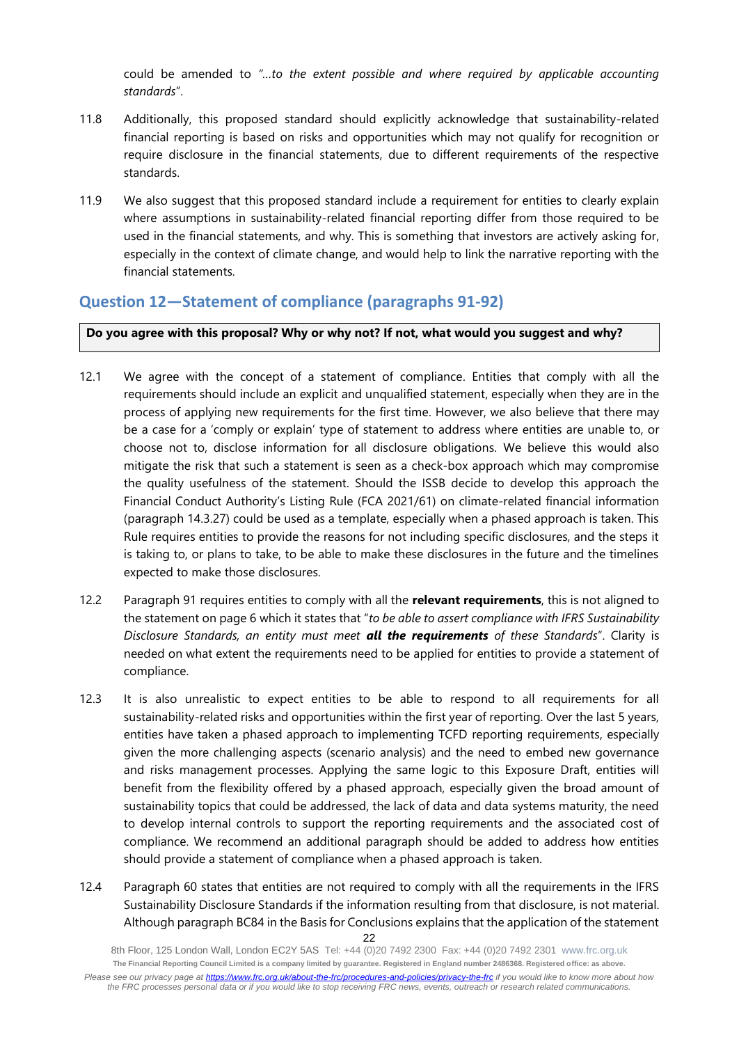could be amended to "*...to the extent possible and where required by applicable accounting standards*".

11.8 Additionally, this proposed standard should explicitly acknowledge that sustainability-related financial reporting is based on risks and opportunities which may not qualify for recognition or require disclosure in the financial statements, due to different requirements of the respective standards.

11.9 We also suggest that this proposed standard include a requirement for entities to clearly explain where assumptions in sustainability-related financial reporting differ from those required to be used in the financial statements, and why. This is something that investors are actively asking for, especially in the context of climate change, and would help to link the narrative reporting with the financial statements.

## Question 12—Statement of compliance (paragraphs 91-92)

**Do you agree with this proposal? Why or why not? If not, what would you suggest and why?**

12.1 We agree with the concept of a statement of compliance. Entities that comply with all the requirements should include an explicit and unqualified statement, especially when they are in the process of applying new requirements for the first time. However, we also believe that there may be a case for a 'comply or explain' type of statement to address where entities are unable to, or choose not to, disclose information for all disclosure obligations. We believe this would also mitigate the risk that such a statement is seen as a check-box approach which may compromise the quality usefulness of the statement. Should the ISSB decide to develop this approach the Financial Conduct Authority's Listing Rule (FCA 2021/61) on climate-related financial information (paragraph 14.3.27) could be used as a template, especially when a phased approach is taken. This Rule requires entities to provide the reasons for not including specific disclosures, and the steps it is taking to, or plans to take, to be able to make these disclosures in the future and the timelines expected to make those disclosures.

12.2 Paragraph 91 requires entities to comply with all the **relevant requirements**, this is not aligned to the statement on page 6 which it states that "*to be able to assert compliance with IFRS Sustainability Disclosure Standards, an entity must meet **all the requirements** of these Standards*". Clarity is needed on what extent the requirements need to be applied for entities to provide a statement of compliance.

12.3 It is also unrealistic to expect entities to be able to respond to all requirements for all sustainability-related risks and opportunities within the first year of reporting. Over the last 5 years, entities have taken a phased approach to implementing TCFD reporting requirements, especially given the more challenging aspects (scenario analysis) and the need to embed new governance and risks management processes. Applying the same logic to this Exposure Draft, entities will benefit from the flexibility offered by a phased approach, especially given the broad amount of sustainability topics that could be addressed, the lack of data and data systems maturity, the need to develop internal controls to support the reporting requirements and the associated cost of compliance. We recommend an additional paragraph should be added to address how entities should provide a statement of compliance when a phased approach is taken.

12.4 Paragraph 60 states that entities are not required to comply with all the requirements in the IFRS Sustainability Disclosure Standards if the information resulting from that disclosure, is not material. Although paragraph BC84 in the Basis for Conclusions explains that the application of the statement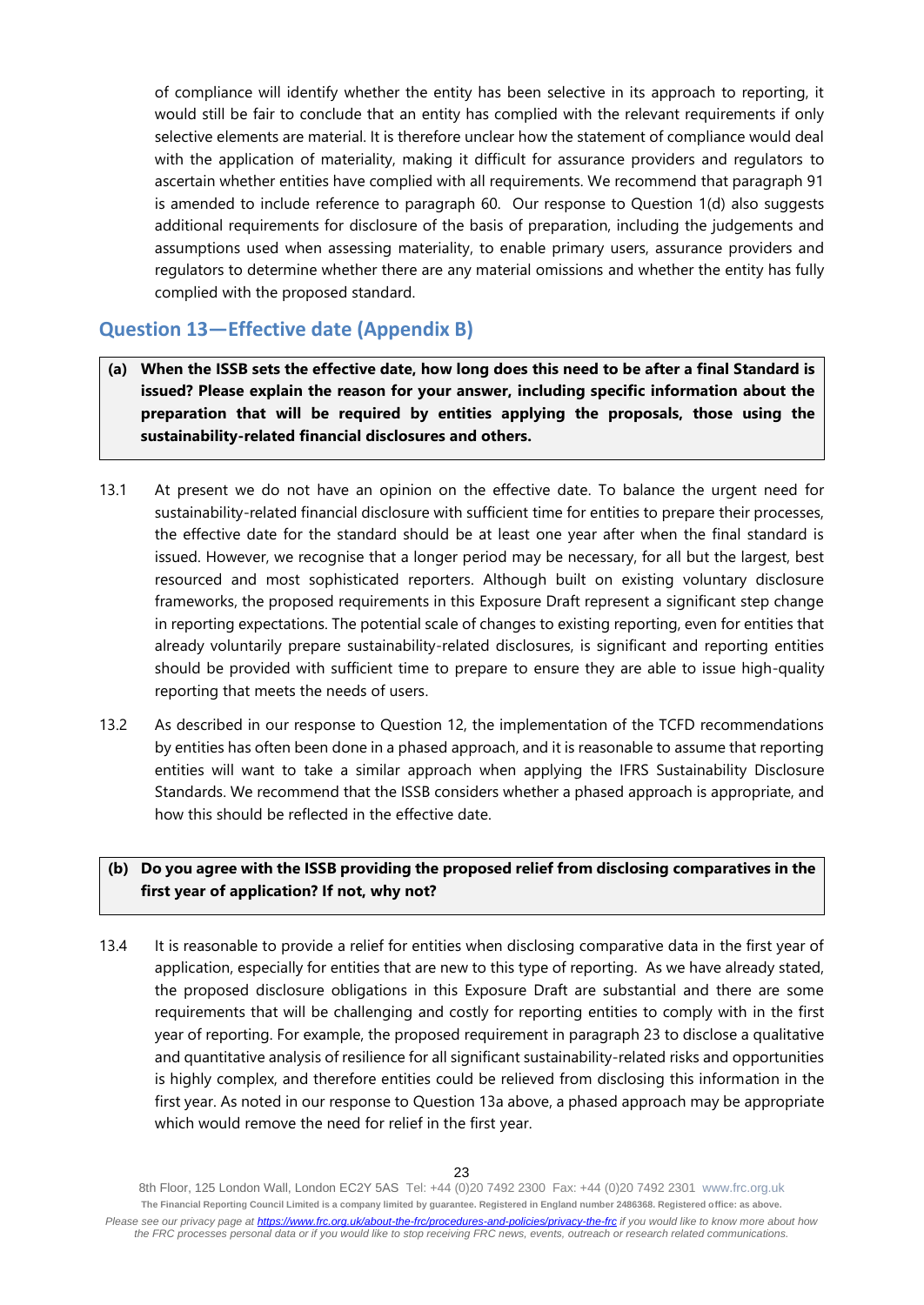of compliance will identify whether the entity has been selective in its approach to reporting, it would still be fair to conclude that an entity has complied with the relevant requirements if only selective elements are material. It is therefore unclear how the statement of compliance would deal with the application of materiality, making it difficult for assurance providers and regulators to ascertain whether entities have complied with all requirements. We recommend that paragraph 91 is amended to include reference to paragraph 60. Our response to Question 1(d) also suggests additional requirements for disclosure of the basis of preparation, including the judgements and assumptions used when assessing materiality, to enable primary users, assurance providers and regulators to determine whether there are any material omissions and whether the entity has fully complied with the proposed standard.

## Question 13—Effective date (Appendix B)

**(a) When the ISSB sets the effective date, how long does this need to be after a final Standard is issued? Please explain the reason for your answer, including specific information about the preparation that will be required by entities applying the proposals, those using the sustainability-related financial disclosures and others.**

13.1 At present we do not have an opinion on the effective date. To balance the urgent need for sustainability-related financial disclosure with sufficient time for entities to prepare their processes, the effective date for the standard should be at least one year after when the final standard is issued. However, we recognise that a longer period may be necessary, for all but the largest, best resourced and most sophisticated reporters. Although built on existing voluntary disclosure frameworks, the proposed requirements in this Exposure Draft represent a significant step change in reporting expectations. The potential scale of changes to existing reporting, even for entities that already voluntarily prepare sustainability-related disclosures, is significant and reporting entities should be provided with sufficient time to prepare to ensure they are able to issue high-quality reporting that meets the needs of users.

13.2 As described in our response to Question 12, the implementation of the TCFD recommendations by entities has often been done in a phased approach, and it is reasonable to assume that reporting entities will want to take a similar approach when applying the IFRS Sustainability Disclosure Standards. We recommend that the ISSB considers whether a phased approach is appropriate, and how this should be reflected in the effective date.

**(b) Do you agree with the ISSB providing the proposed relief from disclosing comparatives in the first year of application? If not, why not?**

13.4 It is reasonable to provide a relief for entities when disclosing comparative data in the first year of application, especially for entities that are new to this type of reporting. As we have already stated, the proposed disclosure obligations in this Exposure Draft are substantial and there are some requirements that will be challenging and costly for reporting entities to comply with in the first year of reporting. For example, the proposed requirement in paragraph 23 to disclose a qualitative and quantitative analysis of resilience for all significant sustainability-related risks and opportunities is highly complex, and therefore entities could be relieved from disclosing this information in the first year. As noted in our response to Question 13a above, a phased approach may be appropriate which would remove the need for relief in the first year.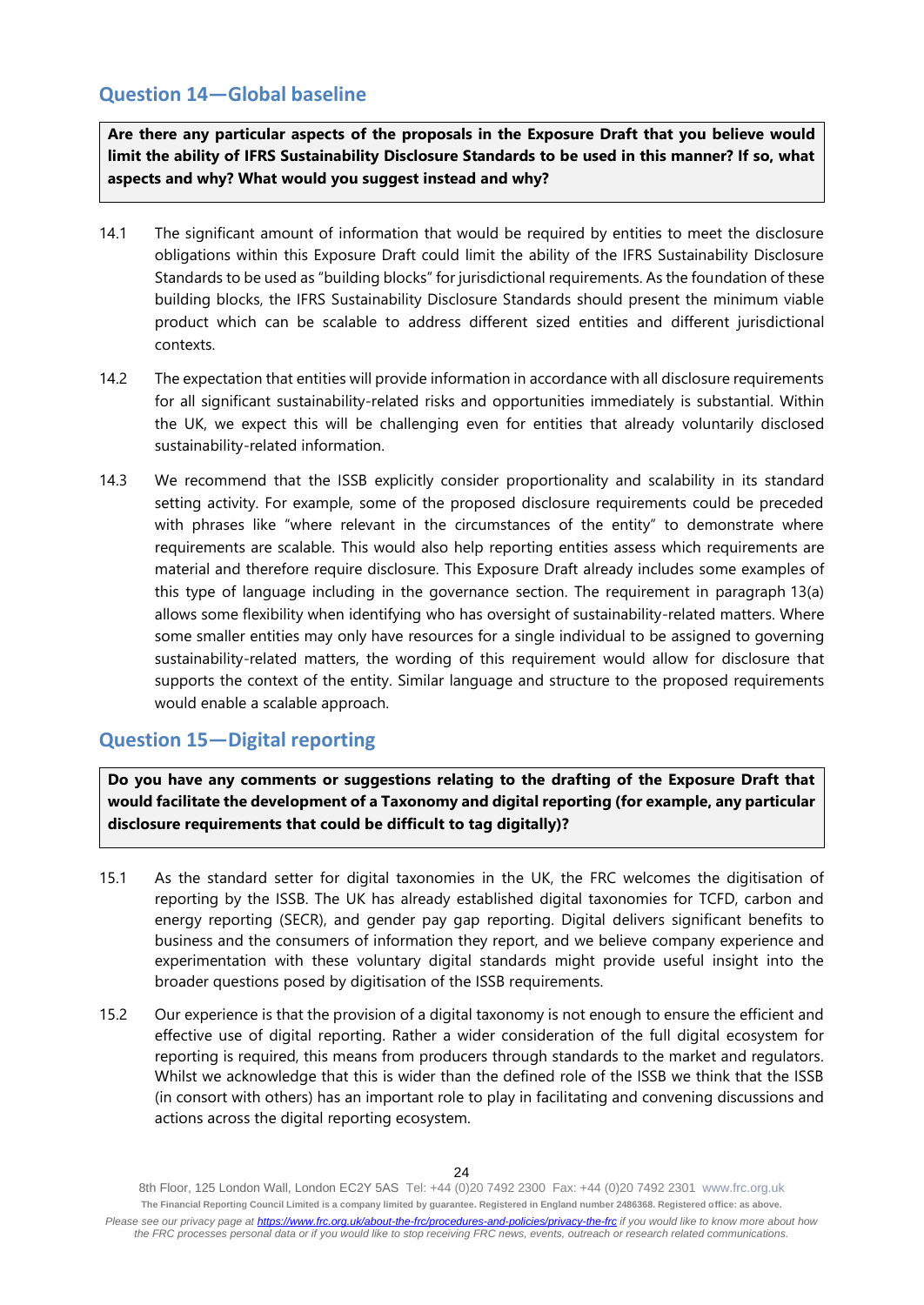## Question 14—Global baseline

**Are there any particular aspects of the proposals in the Exposure Draft that you believe would limit the ability of IFRS Sustainability Disclosure Standards to be used in this manner? If so, what aspects and why? What would you suggest instead and why?**

14.1 The significant amount of information that would be required by entities to meet the disclosure obligations within this Exposure Draft could limit the ability of the IFRS Sustainability Disclosure Standards to be used as "building blocks" for jurisdictional requirements. As the foundation of these building blocks, the IFRS Sustainability Disclosure Standards should present the minimum viable product which can be scalable to address different sized entities and different jurisdictional contexts.

14.2 The expectation that entities will provide information in accordance with all disclosure requirements for all significant sustainability-related risks and opportunities immediately is substantial. Within the UK, we expect this will be challenging even for entities that already voluntarily disclosed sustainability-related information.

14.3 We recommend that the ISSB explicitly consider proportionality and scalability in its standard setting activity. For example, some of the proposed disclosure requirements could be preceded with phrases like "where relevant in the circumstances of the entity" to demonstrate where requirements are scalable. This would also help reporting entities assess which requirements are material and therefore require disclosure. This Exposure Draft already includes some examples of this type of language including in the governance section. The requirement in paragraph 13(a) allows some flexibility when identifying who has oversight of sustainability-related matters. Where some smaller entities may only have resources for a single individual to be assigned to governing sustainability-related matters, the wording of this requirement would allow for disclosure that supports the context of the entity. Similar language and structure to the proposed requirements would enable a scalable approach.

## Question 15—Digital reporting

**Do you have any comments or suggestions relating to the drafting of the Exposure Draft that would facilitate the development of a Taxonomy and digital reporting (for example, any particular disclosure requirements that could be difficult to tag digitally)?**

15.1 As the standard setter for digital taxonomies in the UK, the FRC welcomes the digitisation of reporting by the ISSB. The UK has already established digital taxonomies for TCFD, carbon and energy reporting (SECR), and gender pay gap reporting. Digital delivers significant benefits to business and the consumers of information they report, and we believe company experience and experimentation with these voluntary digital standards might provide useful insight into the broader questions posed by digitisation of the ISSB requirements.

15.2 Our experience is that the provision of a digital taxonomy is not enough to ensure the efficient and effective use of digital reporting. Rather a wider consideration of the full digital ecosystem for reporting is required, this means from producers through standards to the market and regulators. Whilst we acknowledge that this is wider than the defined role of the ISSB we think that the ISSB (in consort with others) has an important role to play in facilitating and convening discussions and actions across the digital reporting ecosystem.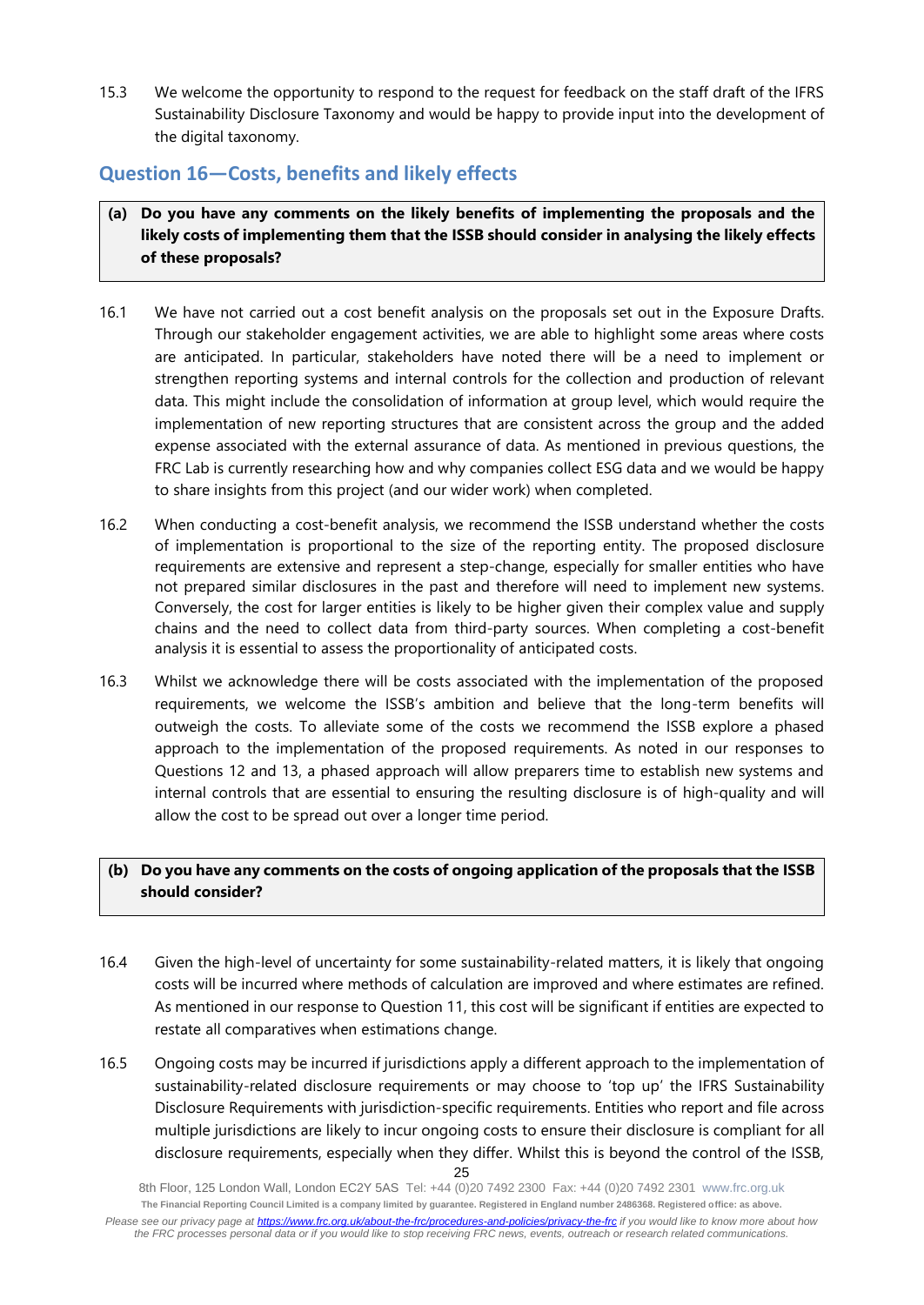15.3 We welcome the opportunity to respond to the request for feedback on the staff draft of the IFRS Sustainability Disclosure Taxonomy and would be happy to provide input into the development of the digital taxonomy.

## Question 16—Costs, benefits and likely effects

**(a) Do you have any comments on the likely benefits of implementing the proposals and the likely costs of implementing them that the ISSB should consider in analysing the likely effects of these proposals?**

16.1 We have not carried out a cost benefit analysis on the proposals set out in the Exposure Drafts. Through our stakeholder engagement activities, we are able to highlight some areas where costs are anticipated. In particular, stakeholders have noted there will be a need to implement or strengthen reporting systems and internal controls for the collection and production of relevant data. This might include the consolidation of information at group level, which would require the implementation of new reporting structures that are consistent across the group and the added expense associated with the external assurance of data. As mentioned in previous questions, the FRC Lab is currently researching how and why companies collect ESG data and we would be happy to share insights from this project (and our wider work) when completed.

16.2 When conducting a cost-benefit analysis, we recommend the ISSB understand whether the costs of implementation is proportional to the size of the reporting entity. The proposed disclosure requirements are extensive and represent a step-change, especially for smaller entities who have not prepared similar disclosures in the past and therefore will need to implement new systems. Conversely, the cost for larger entities is likely to be higher given their complex value and supply chains and the need to collect data from third-party sources. When completing a cost-benefit analysis it is essential to assess the proportionality of anticipated costs.

16.3 Whilst we acknowledge there will be costs associated with the implementation of the proposed requirements, we welcome the ISSB's ambition and believe that the long-term benefits will outweigh the costs. To alleviate some of the costs we recommend the ISSB explore a phased approach to the implementation of the proposed requirements. As noted in our responses to Questions 12 and 13, a phased approach will allow preparers time to establish new systems and internal controls that are essential to ensuring the resulting disclosure is of high-quality and will allow the cost to be spread out over a longer time period.

**(b) Do you have any comments on the costs of ongoing application of the proposals that the ISSB should consider?**

16.4 Given the high-level of uncertainty for some sustainability-related matters, it is likely that ongoing costs will be incurred where methods of calculation are improved and where estimates are refined. As mentioned in our response to Question 11, this cost will be significant if entities are expected to restate all comparatives when estimations change.

16.5 Ongoing costs may be incurred if jurisdictions apply a different approach to the implementation of sustainability-related disclosure requirements or may choose to 'top up' the IFRS Sustainability Disclosure Requirements with jurisdiction-specific requirements. Entities who report and file across multiple jurisdictions are likely to incur ongoing costs to ensure their disclosure is compliant for all disclosure requirements, especially when they differ. Whilst this is beyond the control of the ISSB,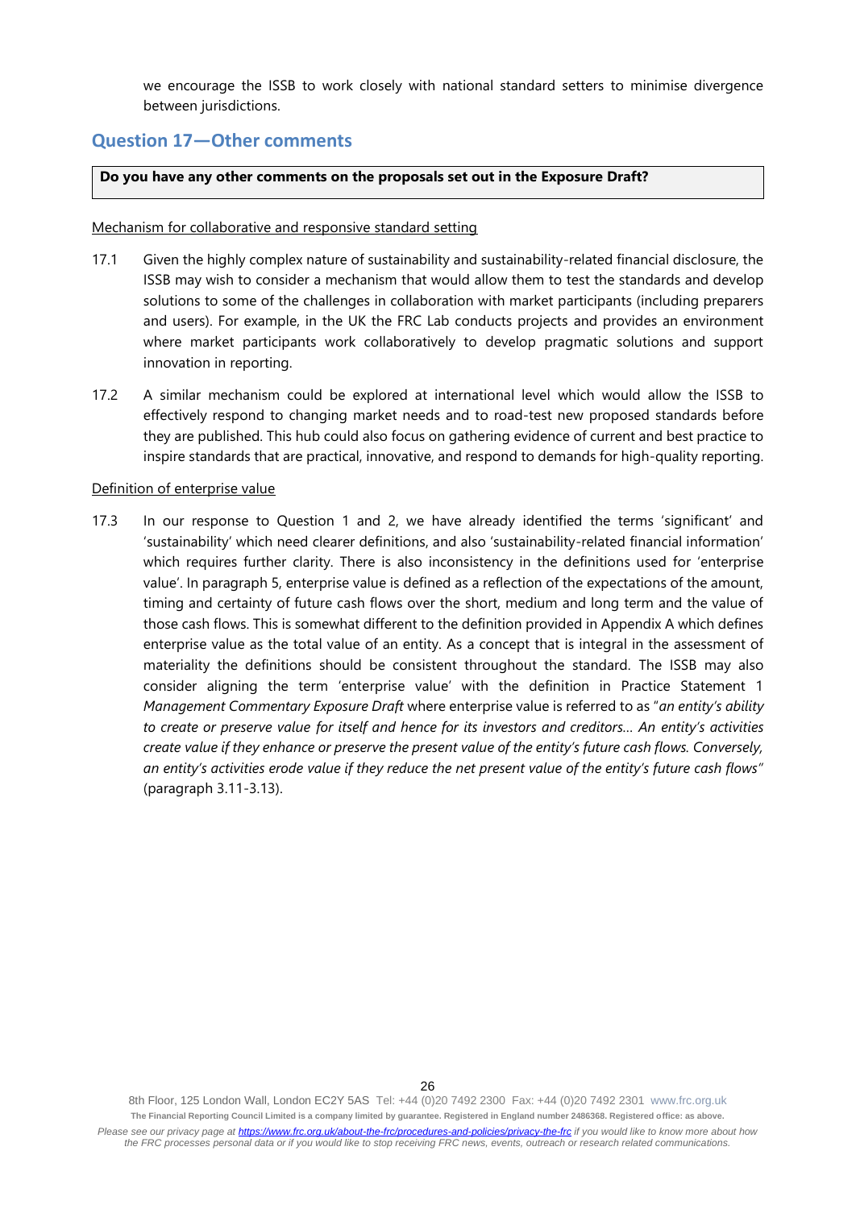we encourage the ISSB to work closely with national standard setters to minimise divergence between jurisdictions.

## Question 17—Other comments

**Do you have any other comments on the proposals set out in the Exposure Draft?**

Mechanism for collaborative and responsive standard setting

17.1 Given the highly complex nature of sustainability and sustainability-related financial disclosure, the ISSB may wish to consider a mechanism that would allow them to test the standards and develop solutions to some of the challenges in collaboration with market participants (including preparers and users). For example, in the UK the FRC Lab conducts projects and provides an environment where market participants work collaboratively to develop pragmatic solutions and support innovation in reporting.

17.2 A similar mechanism could be explored at international level which would allow the ISSB to effectively respond to changing market needs and to road-test new proposed standards before they are published. This hub could also focus on gathering evidence of current and best practice to inspire standards that are practical, innovative, and respond to demands for high-quality reporting.

Definition of enterprise value

17.3 In our response to Question 1 and 2, we have already identified the terms 'significant' and 'sustainability' which need clearer definitions, and also 'sustainability-related financial information' which requires further clarity. There is also inconsistency in the definitions used for 'enterprise value'. In paragraph 5, enterprise value is defined as a reflection of the expectations of the amount, timing and certainty of future cash flows over the short, medium and long term and the value of those cash flows. This is somewhat different to the definition provided in Appendix A which defines enterprise value as the total value of an entity. As a concept that is integral in the assessment of materiality the definitions should be consistent throughout the standard. The ISSB may also consider aligning the term 'enterprise value' with the definition in Practice Statement 1 *Management Commentary Exposure Draft* where enterprise value is referred to as "*an entity's ability to create or preserve value for itself and hence for its investors and creditors… An entity's activities create value if they enhance or preserve the present value of the entity's future cash flows. Conversely, an entity's activities erode value if they reduce the net present value of the entity's future cash flows*" (paragraph 3.11-3.13).